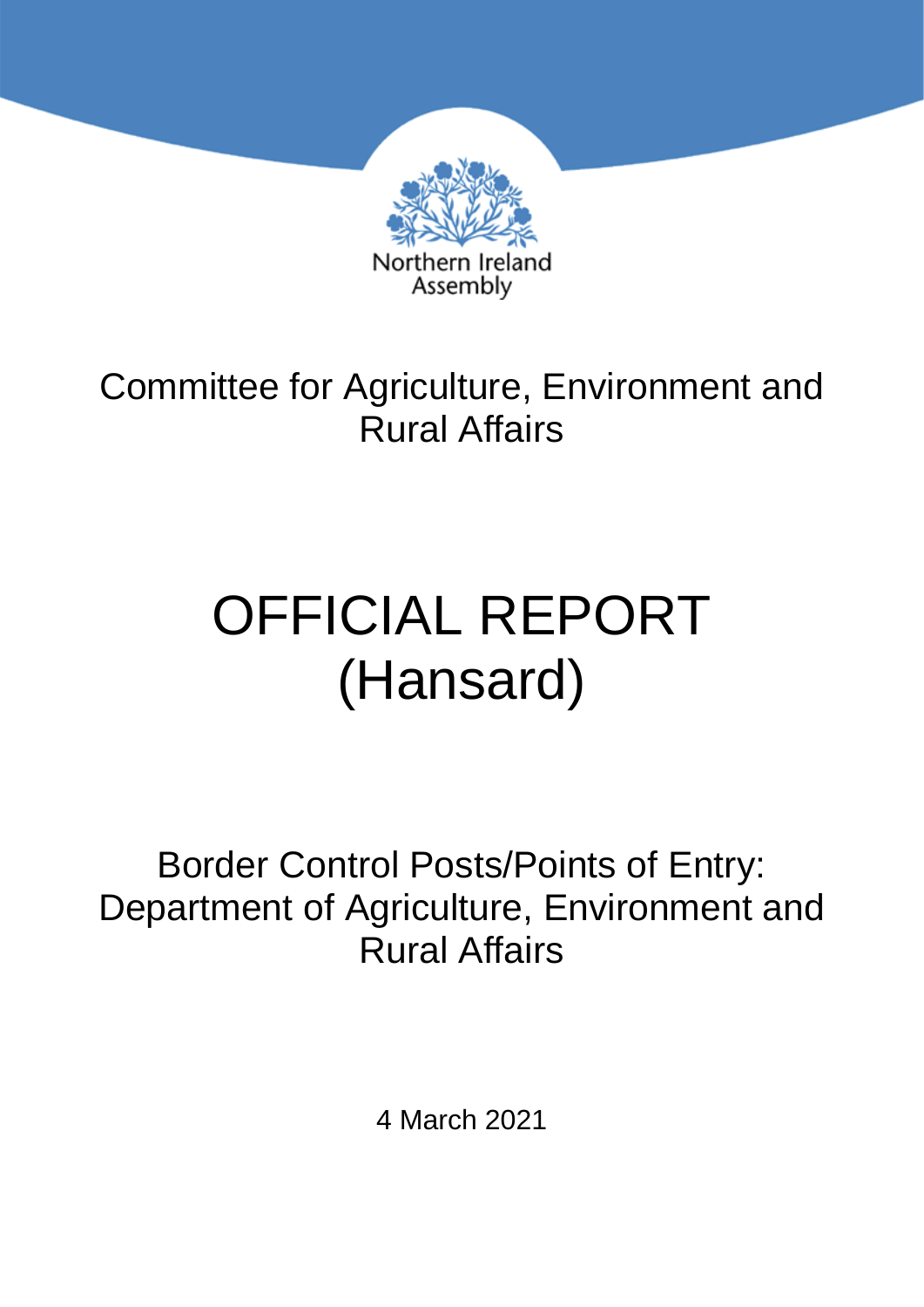Northern Ireland Assembly

Committee for Agriculture, Environment and Rural Affairs

# OFFICIAL REPORT (Hansard)

## Border Control Posts/Points of Entry: Department of Agriculture, Environment and Rural Affairs

4 March 2021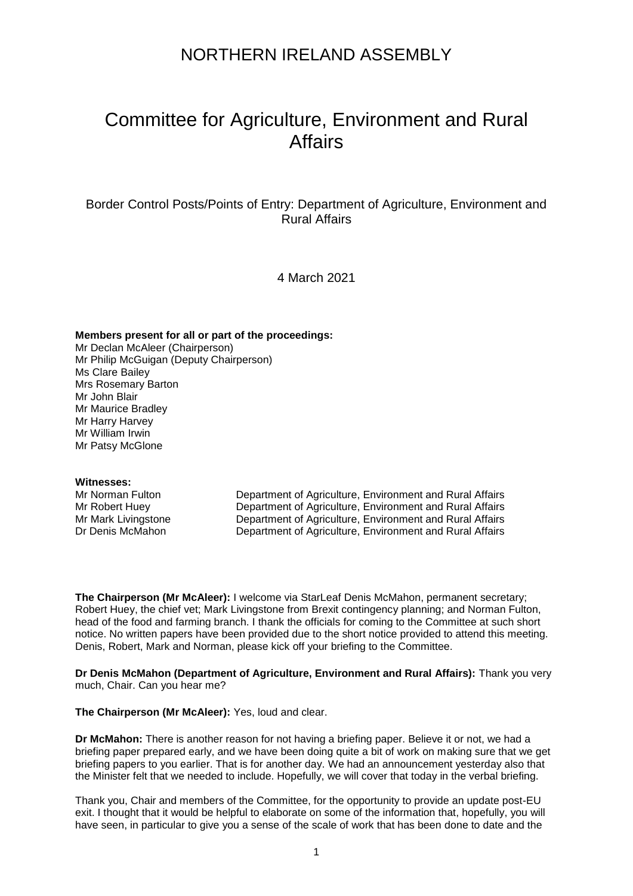# NORTHERN IRELAND ASSEMBLY

# Committee for Agriculture, Environment and Rural Affairs

## Border Control Posts/Points of Entry: Department of Agriculture, Environment and Rural Affairs

4 March 2021

**Members present for all or part of the proceedings:**
Mr Declan McAleer (Chairperson)
Mr Philip McGuigan (Deputy Chairperson)
Ms Clare Bailey
Mrs Rosemary Barton
Mr John Blair
Mr Maurice Bradley
Mr Harry Harvey
Mr William Irwin
Mr Patsy McGlone

**Witnesses:**

| | |
|---|---|
| Mr Norman Fulton | Department of Agriculture, Environment and Rural Affairs |
| Mr Robert Huey | Department of Agriculture, Environment and Rural Affairs |
| Mr Mark Livingstone | Department of Agriculture, Environment and Rural Affairs |
| Dr Denis McMahon | Department of Agriculture, Environment and Rural Affairs |

**The Chairperson (Mr McAleer):** I welcome via StarLeaf Denis McMahon, permanent secretary; Robert Huey, the chief vet; Mark Livingstone from Brexit contingency planning; and Norman Fulton, head of the food and farming branch. I thank the officials for coming to the Committee at such short notice. No written papers have been provided due to the short notice provided to attend this meeting. Denis, Robert, Mark and Norman, please kick off your briefing to the Committee.

**Dr Denis McMahon (Department of Agriculture, Environment and Rural Affairs):** Thank you very much, Chair. Can you hear me?

**The Chairperson (Mr McAleer):** Yes, loud and clear.

**Dr McMahon:** There is another reason for not having a briefing paper. Believe it or not, we had a briefing paper prepared early, and we have been doing quite a bit of work on making sure that we get briefing papers to you earlier. That is for another day. We had an announcement yesterday also that the Minister felt that we needed to include. Hopefully, we will cover that today in the verbal briefing.

Thank you, Chair and members of the Committee, for the opportunity to provide an update post-EU exit. I thought that it would be helpful to elaborate on some of the information that, hopefully, you will have seen, in particular to give you a sense of the scale of work that has been done to date and the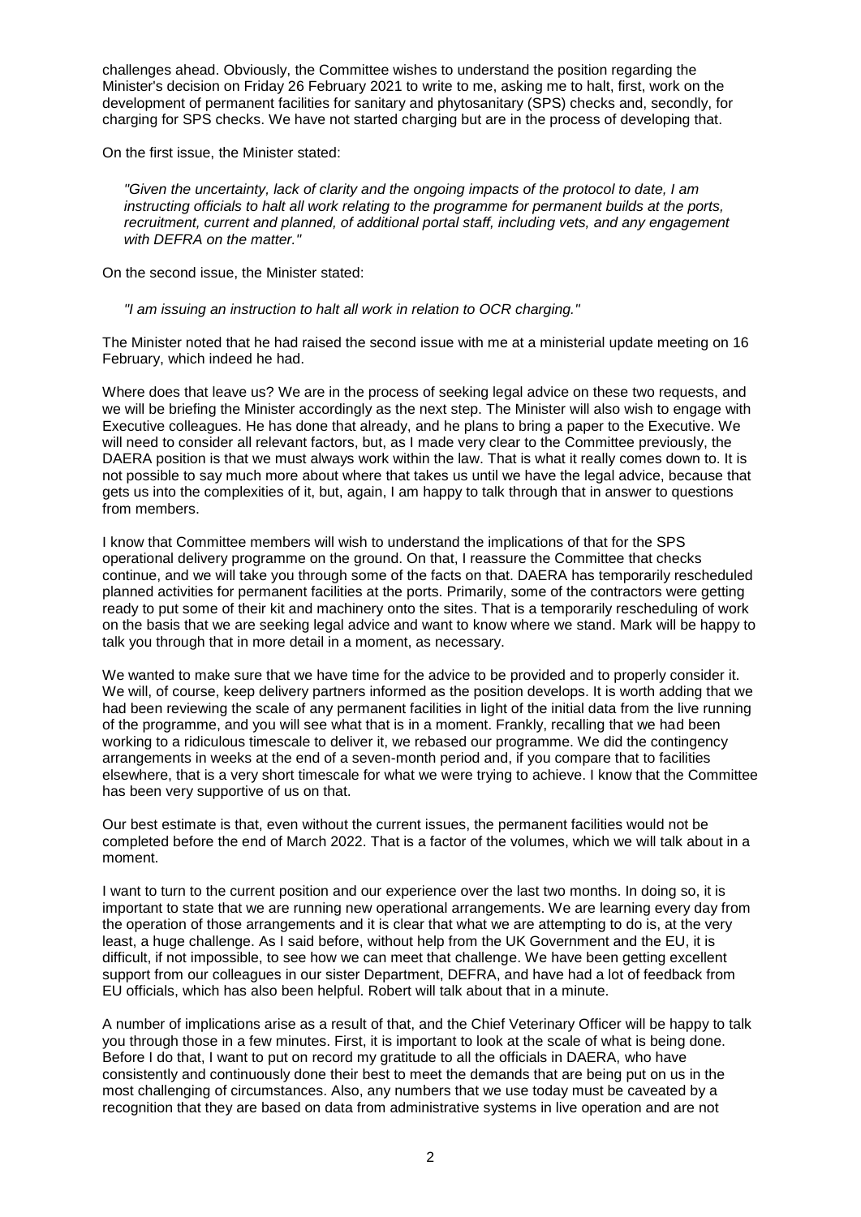challenges ahead. Obviously, the Committee wishes to understand the position regarding the Minister's decision on Friday 26 February 2021 to write to me, asking me to halt, first, work on the development of permanent facilities for sanitary and phytosanitary (SPS) checks and, secondly, for charging for SPS checks. We have not started charging but are in the process of developing that.

On the first issue, the Minister stated:

> *"Given the uncertainty, lack of clarity and the ongoing impacts of the protocol to date, I am instructing officials to halt all work relating to the programme for permanent builds at the ports, recruitment, current and planned, of additional portal staff, including vets, and any engagement with DEFRA on the matter."*

On the second issue, the Minister stated:

> *"I am issuing an instruction to halt all work in relation to OCR charging."*

The Minister noted that he had raised the second issue with me at a ministerial update meeting on 16 February, which indeed he had.

Where does that leave us? We are in the process of seeking legal advice on these two requests, and we will be briefing the Minister accordingly as the next step. The Minister will also wish to engage with Executive colleagues. He has done that already, and he plans to bring a paper to the Executive. We will need to consider all relevant factors, but, as I made very clear to the Committee previously, the DAERA position is that we must always work within the law. That is what it really comes down to. It is not possible to say much more about where that takes us until we have the legal advice, because that gets us into the complexities of it, but, again, I am happy to talk through that in answer to questions from members.

I know that Committee members will wish to understand the implications of that for the SPS operational delivery programme on the ground. On that, I reassure the Committee that checks continue, and we will take you through some of the facts on that. DAERA has temporarily rescheduled planned activities for permanent facilities at the ports. Primarily, some of the contractors were getting ready to put some of their kit and machinery onto the sites. That is a temporarily rescheduling of work on the basis that we are seeking legal advice and want to know where we stand. Mark will be happy to talk you through that in more detail in a moment, as necessary.

We wanted to make sure that we have time for the advice to be provided and to properly consider it. We will, of course, keep delivery partners informed as the position develops. It is worth adding that we had been reviewing the scale of any permanent facilities in light of the initial data from the live running of the programme, and you will see what that is in a moment. Frankly, recalling that we had been working to a ridiculous timescale to deliver it, we rebased our programme. We did the contingency arrangements in weeks at the end of a seven-month period and, if you compare that to facilities elsewhere, that is a very short timescale for what we were trying to achieve. I know that the Committee has been very supportive of us on that.

Our best estimate is that, even without the current issues, the permanent facilities would not be completed before the end of March 2022. That is a factor of the volumes, which we will talk about in a moment.

I want to turn to the current position and our experience over the last two months. In doing so, it is important to state that we are running new operational arrangements. We are learning every day from the operation of those arrangements and it is clear that what we are attempting to do is, at the very least, a huge challenge. As I said before, without help from the UK Government and the EU, it is difficult, if not impossible, to see how we can meet that challenge. We have been getting excellent support from our colleagues in our sister Department, DEFRA, and have had a lot of feedback from EU officials, which has also been helpful. Robert will talk about that in a minute.

A number of implications arise as a result of that, and the Chief Veterinary Officer will be happy to talk you through those in a few minutes. First, it is important to look at the scale of what is being done. Before I do that, I want to put on record my gratitude to all the officials in DAERA, who have consistently and continuously done their best to meet the demands that are being put on us in the most challenging of circumstances. Also, any numbers that we use today must be caveated by a recognition that they are based on data from administrative systems in live operation and are not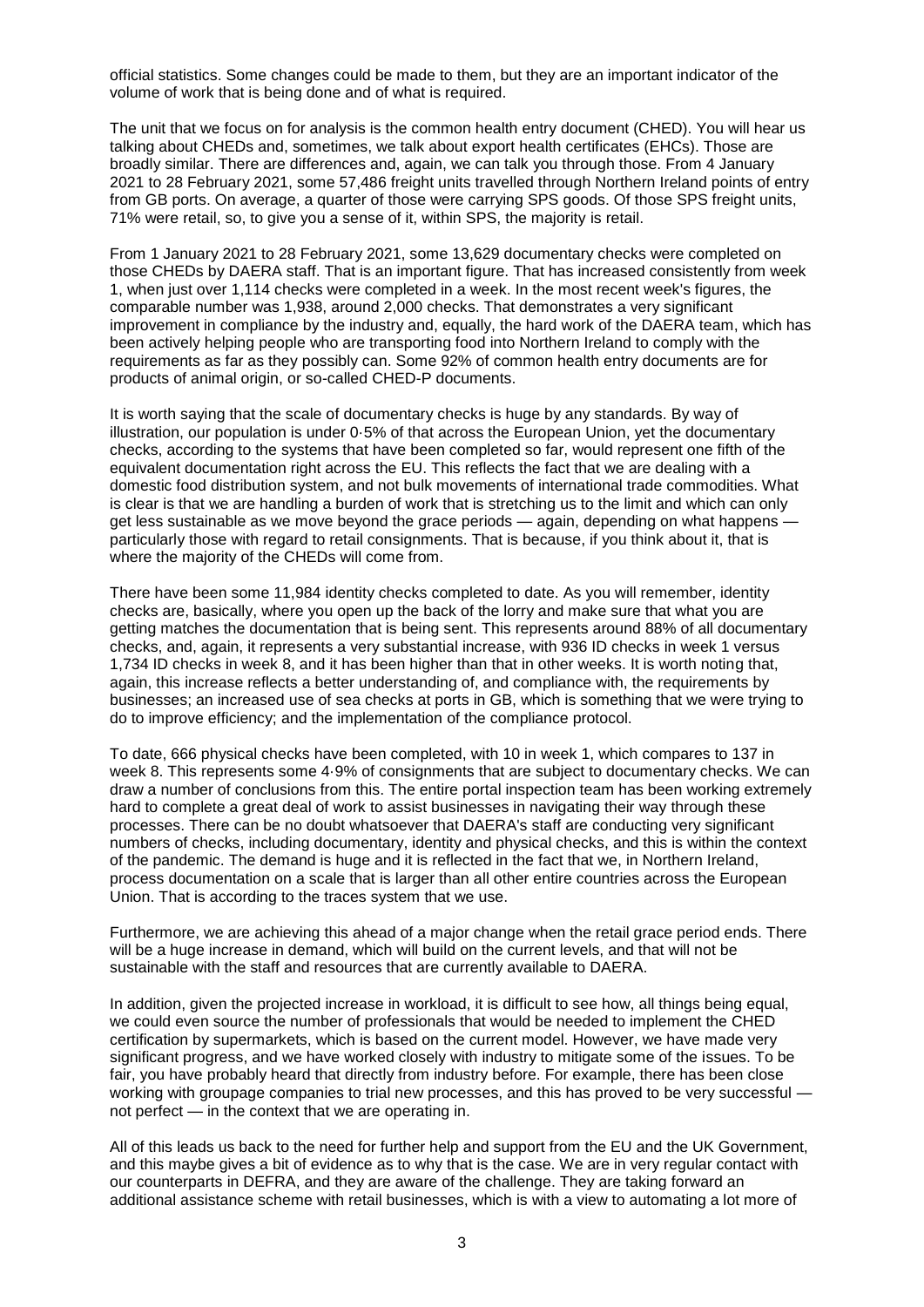official statistics. Some changes could be made to them, but they are an important indicator of the volume of work that is being done and of what is required.

The unit that we focus on for analysis is the common health entry document (CHED). You will hear us talking about CHEDs and, sometimes, we talk about export health certificates (EHCs). Those are broadly similar. There are differences and, again, we can talk you through those. From 4 January 2021 to 28 February 2021, some 57,486 freight units travelled through Northern Ireland points of entry from GB ports. On average, a quarter of those were carrying SPS goods. Of those SPS freight units, 71% were retail, so, to give you a sense of it, within SPS, the majority is retail.

From 1 January 2021 to 28 February 2021, some 13,629 documentary checks were completed on those CHEDs by DAERA staff. That is an important figure. That has increased consistently from week 1, when just over 1,114 checks were completed in a week. In the most recent week's figures, the comparable number was 1,938, around 2,000 checks. That demonstrates a very significant improvement in compliance by the industry and, equally, the hard work of the DAERA team, which has been actively helping people who are transporting food into Northern Ireland to comply with the requirements as far as they possibly can. Some 92% of common health entry documents are for products of animal origin, or so-called CHED-P documents.

It is worth saying that the scale of documentary checks is huge by any standards. By way of illustration, our population is under 0·5% of that across the European Union, yet the documentary checks, according to the systems that have been completed so far, would represent one fifth of the equivalent documentation right across the EU. This reflects the fact that we are dealing with a domestic food distribution system, and not bulk movements of international trade commodities. What is clear is that we are handling a burden of work that is stretching us to the limit and which can only get less sustainable as we move beyond the grace periods — again, depending on what happens — particularly those with regard to retail consignments. That is because, if you think about it, that is where the majority of the CHEDs will come from.

There have been some 11,984 identity checks completed to date. As you will remember, identity checks are, basically, where you open up the back of the lorry and make sure that what you are getting matches the documentation that is being sent. This represents around 88% of all documentary checks, and, again, it represents a very substantial increase, with 936 ID checks in week 1 versus 1,734 ID checks in week 8, and it has been higher than that in other weeks. It is worth noting that, again, this increase reflects a better understanding of, and compliance with, the requirements by businesses; an increased use of sea checks at ports in GB, which is something that we were trying to do to improve efficiency; and the implementation of the compliance protocol.

To date, 666 physical checks have been completed, with 10 in week 1, which compares to 137 in week 8. This represents some 4·9% of consignments that are subject to documentary checks. We can draw a number of conclusions from this. The entire portal inspection team has been working extremely hard to complete a great deal of work to assist businesses in navigating their way through these processes. There can be no doubt whatsoever that DAERA's staff are conducting very significant numbers of checks, including documentary, identity and physical checks, and this is within the context of the pandemic. The demand is huge and it is reflected in the fact that we, in Northern Ireland, process documentation on a scale that is larger than all other entire countries across the European Union. That is according to the traces system that we use.

Furthermore, we are achieving this ahead of a major change when the retail grace period ends. There will be a huge increase in demand, which will build on the current levels, and that will not be sustainable with the staff and resources that are currently available to DAERA.

In addition, given the projected increase in workload, it is difficult to see how, all things being equal, we could even source the number of professionals that would be needed to implement the CHED certification by supermarkets, which is based on the current model. However, we have made very significant progress, and we have worked closely with industry to mitigate some of the issues. To be fair, you have probably heard that directly from industry before. For example, there has been close working with groupage companies to trial new processes, and this has proved to be very successful — not perfect — in the context that we are operating in.

All of this leads us back to the need for further help and support from the EU and the UK Government, and this maybe gives a bit of evidence as to why that is the case. We are in very regular contact with our counterparts in DEFRA, and they are aware of the challenge. They are taking forward an additional assistance scheme with retail businesses, which is with a view to automating a lot more of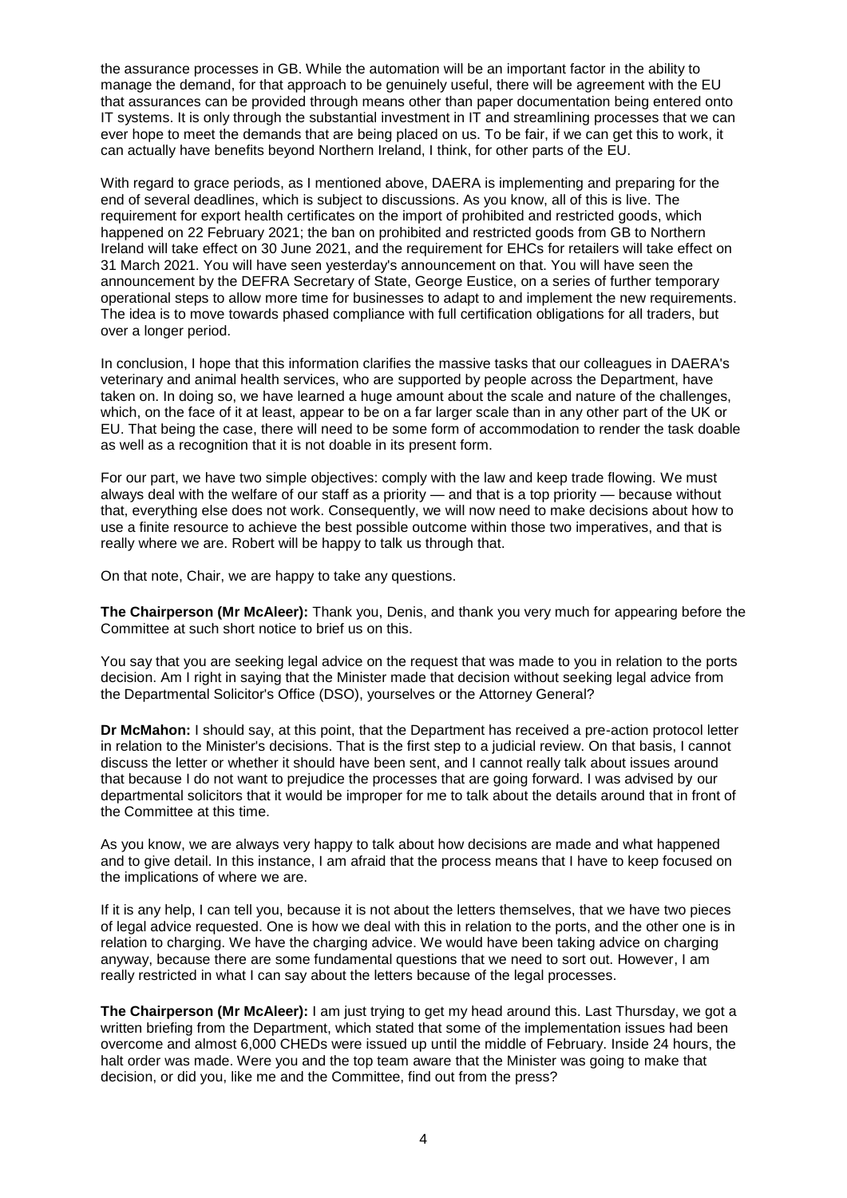the assurance processes in GB. While the automation will be an important factor in the ability to manage the demand, for that approach to be genuinely useful, there will be agreement with the EU that assurances can be provided through means other than paper documentation being entered onto IT systems. It is only through the substantial investment in IT and streamlining processes that we can ever hope to meet the demands that are being placed on us. To be fair, if we can get this to work, it can actually have benefits beyond Northern Ireland, I think, for other parts of the EU.

With regard to grace periods, as I mentioned above, DAERA is implementing and preparing for the end of several deadlines, which is subject to discussions. As you know, all of this is live. The requirement for export health certificates on the import of prohibited and restricted goods, which happened on 22 February 2021; the ban on prohibited and restricted goods from GB to Northern Ireland will take effect on 30 June 2021, and the requirement for EHCs for retailers will take effect on 31 March 2021. You will have seen yesterday's announcement on that. You will have seen the announcement by the DEFRA Secretary of State, George Eustice, on a series of further temporary operational steps to allow more time for businesses to adapt to and implement the new requirements. The idea is to move towards phased compliance with full certification obligations for all traders, but over a longer period.

In conclusion, I hope that this information clarifies the massive tasks that our colleagues in DAERA's veterinary and animal health services, who are supported by people across the Department, have taken on. In doing so, we have learned a huge amount about the scale and nature of the challenges, which, on the face of it at least, appear to be on a far larger scale than in any other part of the UK or EU. That being the case, there will need to be some form of accommodation to render the task doable as well as a recognition that it is not doable in its present form.

For our part, we have two simple objectives: comply with the law and keep trade flowing. We must always deal with the welfare of our staff as a priority — and that is a top priority — because without that, everything else does not work. Consequently, we will now need to make decisions about how to use a finite resource to achieve the best possible outcome within those two imperatives, and that is really where we are. Robert will be happy to talk us through that.

On that note, Chair, we are happy to take any questions.

**The Chairperson (Mr McAleer):** Thank you, Denis, and thank you very much for appearing before the Committee at such short notice to brief us on this.

You say that you are seeking legal advice on the request that was made to you in relation to the ports decision. Am I right in saying that the Minister made that decision without seeking legal advice from the Departmental Solicitor's Office (DSO), yourselves or the Attorney General?

**Dr McMahon:** I should say, at this point, that the Department has received a pre-action protocol letter in relation to the Minister's decisions. That is the first step to a judicial review. On that basis, I cannot discuss the letter or whether it should have been sent, and I cannot really talk about issues around that because I do not want to prejudice the processes that are going forward. I was advised by our departmental solicitors that it would be improper for me to talk about the details around that in front of the Committee at this time.

As you know, we are always very happy to talk about how decisions are made and what happened and to give detail. In this instance, I am afraid that the process means that I have to keep focused on the implications of where we are.

If it is any help, I can tell you, because it is not about the letters themselves, that we have two pieces of legal advice requested. One is how we deal with this in relation to the ports, and the other one is in relation to charging. We have the charging advice. We would have been taking advice on charging anyway, because there are some fundamental questions that we need to sort out. However, I am really restricted in what I can say about the letters because of the legal processes.

**The Chairperson (Mr McAleer):** I am just trying to get my head around this. Last Thursday, we got a written briefing from the Department, which stated that some of the implementation issues had been overcome and almost 6,000 CHEDs were issued up until the middle of February. Inside 24 hours, the halt order was made. Were you and the top team aware that the Minister was going to make that decision, or did you, like me and the Committee, find out from the press?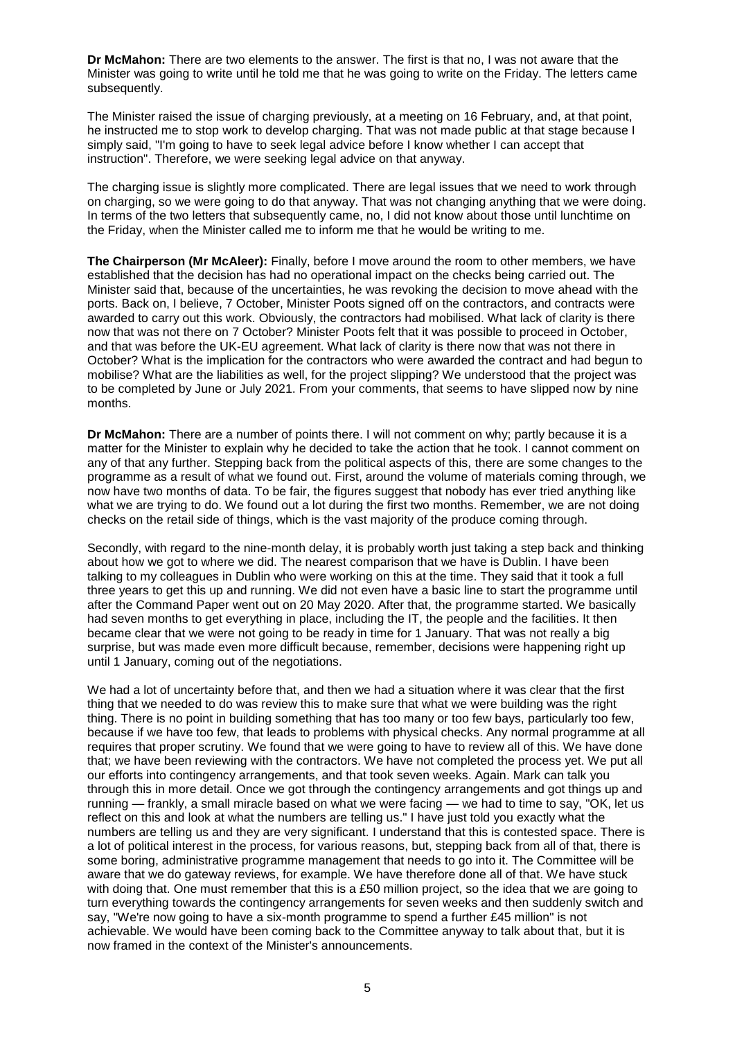**Dr McMahon:** There are two elements to the answer. The first is that no, I was not aware that the Minister was going to write until he told me that he was going to write on the Friday. The letters came subsequently.

The Minister raised the issue of charging previously, at a meeting on 16 February, and, at that point, he instructed me to stop work to develop charging. That was not made public at that stage because I simply said, "I'm going to have to seek legal advice before I know whether I can accept that instruction". Therefore, we were seeking legal advice on that anyway.

The charging issue is slightly more complicated. There are legal issues that we need to work through on charging, so we were going to do that anyway. That was not changing anything that we were doing. In terms of the two letters that subsequently came, no, I did not know about those until lunchtime on the Friday, when the Minister called me to inform me that he would be writing to me.

**The Chairperson (Mr McAleer):** Finally, before I move around the room to other members, we have established that the decision has had no operational impact on the checks being carried out. The Minister said that, because of the uncertainties, he was revoking the decision to move ahead with the ports. Back on, I believe, 7 October, Minister Poots signed off on the contractors, and contracts were awarded to carry out this work. Obviously, the contractors had mobilised. What lack of clarity is there now that was not there on 7 October? Minister Poots felt that it was possible to proceed in October, and that was before the UK-EU agreement. What lack of clarity is there now that was not there in October? What is the implication for the contractors who were awarded the contract and had begun to mobilise? What are the liabilities as well, for the project slipping? We understood that the project was to be completed by June or July 2021. From your comments, that seems to have slipped now by nine months.

**Dr McMahon:** There are a number of points there. I will not comment on why; partly because it is a matter for the Minister to explain why he decided to take the action that he took. I cannot comment on any of that any further. Stepping back from the political aspects of this, there are some changes to the programme as a result of what we found out. First, around the volume of materials coming through, we now have two months of data. To be fair, the figures suggest that nobody has ever tried anything like what we are trying to do. We found out a lot during the first two months. Remember, we are not doing checks on the retail side of things, which is the vast majority of the produce coming through.

Secondly, with regard to the nine-month delay, it is probably worth just taking a step back and thinking about how we got to where we did. The nearest comparison that we have is Dublin. I have been talking to my colleagues in Dublin who were working on this at the time. They said that it took a full three years to get this up and running. We did not even have a basic line to start the programme until after the Command Paper went out on 20 May 2020. After that, the programme started. We basically had seven months to get everything in place, including the IT, the people and the facilities. It then became clear that we were not going to be ready in time for 1 January. That was not really a big surprise, but was made even more difficult because, remember, decisions were happening right up until 1 January, coming out of the negotiations.

We had a lot of uncertainty before that, and then we had a situation where it was clear that the first thing that we needed to do was review this to make sure that what we were building was the right thing. There is no point in building something that has too many or too few bays, particularly too few, because if we have too few, that leads to problems with physical checks. Any normal programme at all requires that proper scrutiny. We found that we were going to have to review all of this. We have done that; we have been reviewing with the contractors. We have not completed the process yet. We put all our efforts into contingency arrangements, and that took seven weeks. Again. Mark can talk you through this in more detail. Once we got through the contingency arrangements and got things up and running — frankly, a small miracle based on what we were facing — we had to time to say, "OK, let us reflect on this and look at what the numbers are telling us." I have just told you exactly what the numbers are telling us and they are very significant. I understand that this is contested space. There is a lot of political interest in the process, for various reasons, but, stepping back from all of that, there is some boring, administrative programme management that needs to go into it. The Committee will be aware that we do gateway reviews, for example. We have therefore done all of that. We have stuck with doing that. One must remember that this is a £50 million project, so the idea that we are going to turn everything towards the contingency arrangements for seven weeks and then suddenly switch and say, "We're now going to have a six-month programme to spend a further £45 million" is not achievable. We would have been coming back to the Committee anyway to talk about that, but it is now framed in the context of the Minister's announcements.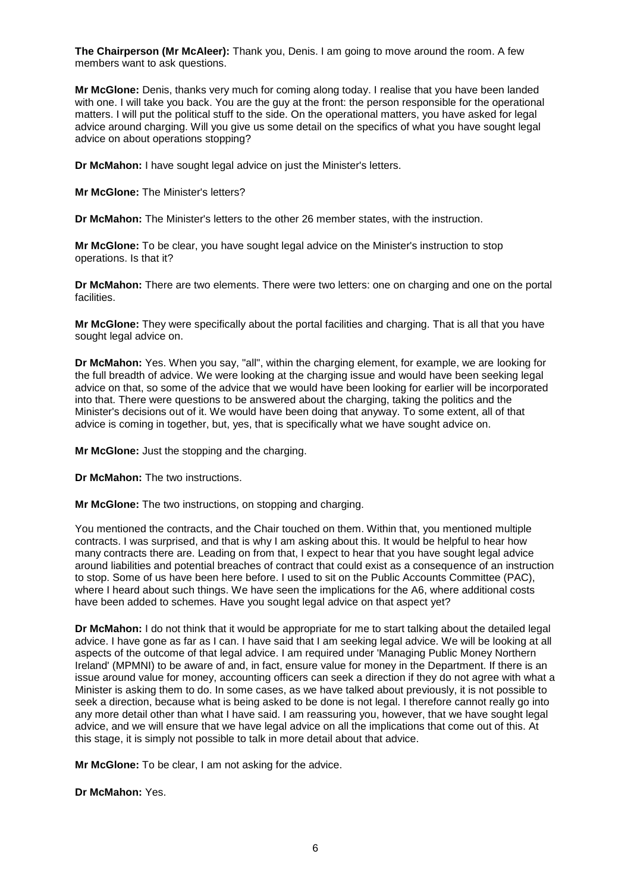**The Chairperson (Mr McAleer):** Thank you, Denis. I am going to move around the room. A few members want to ask questions.

**Mr McGlone:** Denis, thanks very much for coming along today. I realise that you have been landed with one. I will take you back. You are the guy at the front: the person responsible for the operational matters. I will put the political stuff to the side. On the operational matters, you have asked for legal advice around charging. Will you give us some detail on the specifics of what you have sought legal advice on about operations stopping?

**Dr McMahon:** I have sought legal advice on just the Minister's letters.

**Mr McGlone:** The Minister's letters?

**Dr McMahon:** The Minister's letters to the other 26 member states, with the instruction.

**Mr McGlone:** To be clear, you have sought legal advice on the Minister's instruction to stop operations. Is that it?

**Dr McMahon:** There are two elements. There were two letters: one on charging and one on the portal facilities.

**Mr McGlone:** They were specifically about the portal facilities and charging. That is all that you have sought legal advice on.

**Dr McMahon:** Yes. When you say, "all", within the charging element, for example, we are looking for the full breadth of advice. We were looking at the charging issue and would have been seeking legal advice on that, so some of the advice that we would have been looking for earlier will be incorporated into that. There were questions to be answered about the charging, taking the politics and the Minister's decisions out of it. We would have been doing that anyway. To some extent, all of that advice is coming in together, but, yes, that is specifically what we have sought advice on.

**Mr McGlone:** Just the stopping and the charging.

**Dr McMahon:** The two instructions.

**Mr McGlone:** The two instructions, on stopping and charging.

You mentioned the contracts, and the Chair touched on them. Within that, you mentioned multiple contracts. I was surprised, and that is why I am asking about this. It would be helpful to hear how many contracts there are. Leading on from that, I expect to hear that you have sought legal advice around liabilities and potential breaches of contract that could exist as a consequence of an instruction to stop. Some of us have been here before. I used to sit on the Public Accounts Committee (PAC), where I heard about such things. We have seen the implications for the A6, where additional costs have been added to schemes. Have you sought legal advice on that aspect yet?

**Dr McMahon:** I do not think that it would be appropriate for me to start talking about the detailed legal advice. I have gone as far as I can. I have said that I am seeking legal advice. We will be looking at all aspects of the outcome of that legal advice. I am required under 'Managing Public Money Northern Ireland' (MPMNI) to be aware of and, in fact, ensure value for money in the Department. If there is an issue around value for money, accounting officers can seek a direction if they do not agree with what a Minister is asking them to do. In some cases, as we have talked about previously, it is not possible to seek a direction, because what is being asked to be done is not legal. I therefore cannot really go into any more detail other than what I have said. I am reassuring you, however, that we have sought legal advice, and we will ensure that we have legal advice on all the implications that come out of this. At this stage, it is simply not possible to talk in more detail about that advice.

**Mr McGlone:** To be clear, I am not asking for the advice.

**Dr McMahon:** Yes.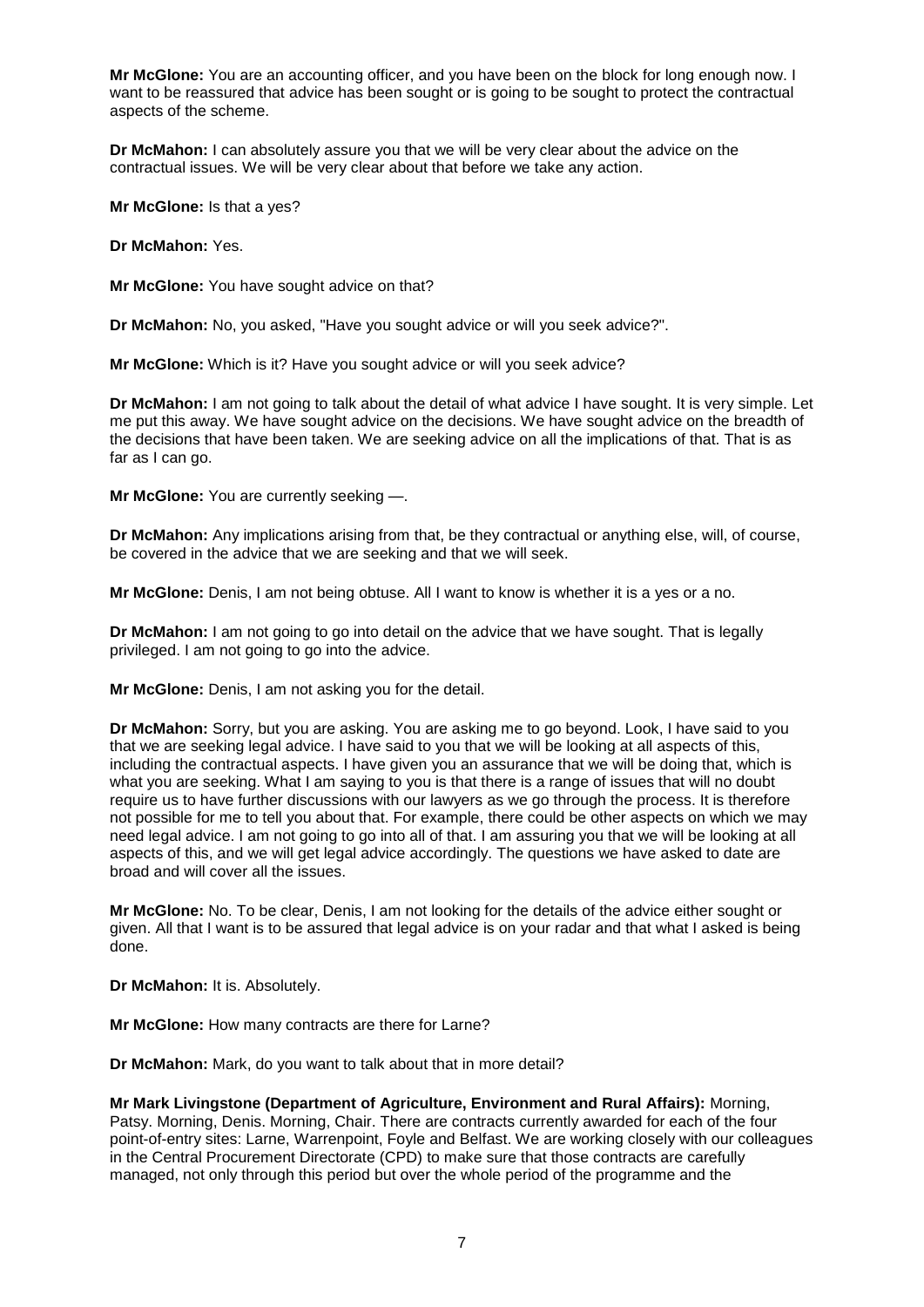**Mr McGlone:** You are an accounting officer, and you have been on the block for long enough now. I want to be reassured that advice has been sought or is going to be sought to protect the contractual aspects of the scheme.

**Dr McMahon:** I can absolutely assure you that we will be very clear about the advice on the contractual issues. We will be very clear about that before we take any action.

**Mr McGlone:** Is that a yes?

**Dr McMahon:** Yes.

**Mr McGlone:** You have sought advice on that?

**Dr McMahon:** No, you asked, "Have you sought advice or will you seek advice?".

**Mr McGlone:** Which is it? Have you sought advice or will you seek advice?

**Dr McMahon:** I am not going to talk about the detail of what advice I have sought. It is very simple. Let me put this away. We have sought advice on the decisions. We have sought advice on the breadth of the decisions that have been taken. We are seeking advice on all the implications of that. That is as far as I can go.

**Mr McGlone:** You are currently seeking —.

**Dr McMahon:** Any implications arising from that, be they contractual or anything else, will, of course, be covered in the advice that we are seeking and that we will seek.

**Mr McGlone:** Denis, I am not being obtuse. All I want to know is whether it is a yes or a no.

**Dr McMahon:** I am not going to go into detail on the advice that we have sought. That is legally privileged. I am not going to go into the advice.

**Mr McGlone:** Denis, I am not asking you for the detail.

**Dr McMahon:** Sorry, but you are asking. You are asking me to go beyond. Look, I have said to you that we are seeking legal advice. I have said to you that we will be looking at all aspects of this, including the contractual aspects. I have given you an assurance that we will be doing that, which is what you are seeking. What I am saying to you is that there is a range of issues that will no doubt require us to have further discussions with our lawyers as we go through the process. It is therefore not possible for me to tell you about that. For example, there could be other aspects on which we may need legal advice. I am not going to go into all of that. I am assuring you that we will be looking at all aspects of this, and we will get legal advice accordingly. The questions we have asked to date are broad and will cover all the issues.

**Mr McGlone:** No. To be clear, Denis, I am not looking for the details of the advice either sought or given. All that I want is to be assured that legal advice is on your radar and that what I asked is being done.

**Dr McMahon:** It is. Absolutely.

**Mr McGlone:** How many contracts are there for Larne?

**Dr McMahon:** Mark, do you want to talk about that in more detail?

**Mr Mark Livingstone (Department of Agriculture, Environment and Rural Affairs):** Morning, Patsy. Morning, Denis. Morning, Chair. There are contracts currently awarded for each of the four point-of-entry sites: Larne, Warrenpoint, Foyle and Belfast. We are working closely with our colleagues in the Central Procurement Directorate (CPD) to make sure that those contracts are carefully managed, not only through this period but over the whole period of the programme and the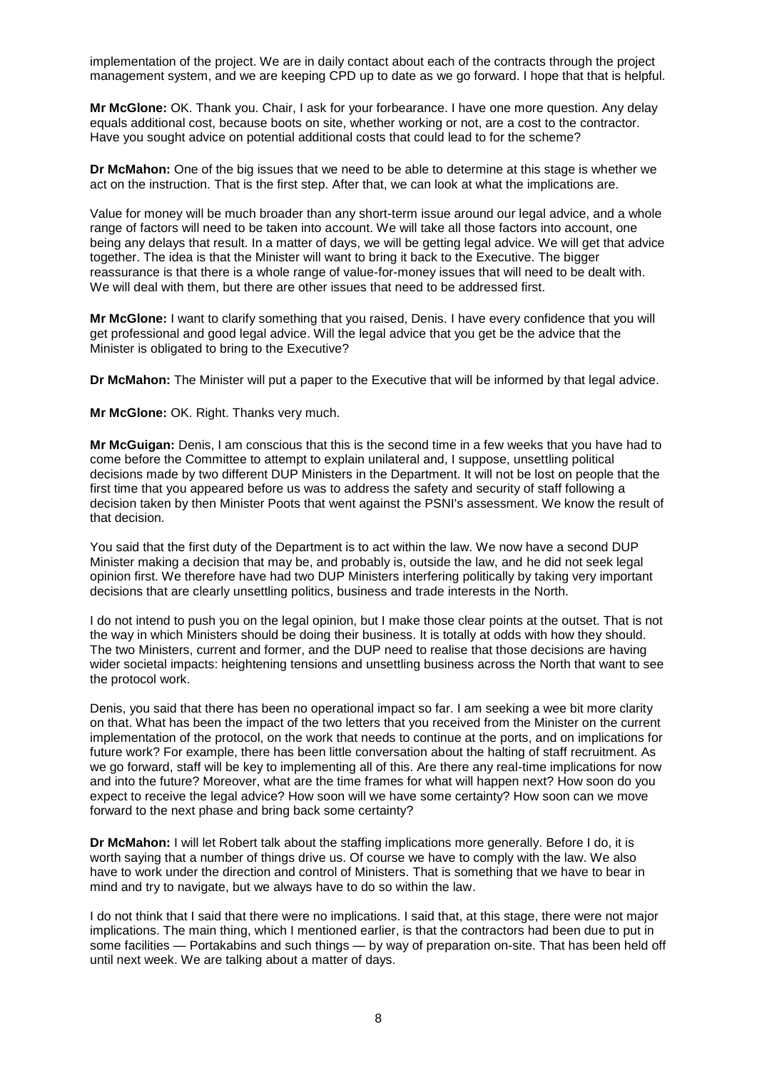implementation of the project. We are in daily contact about each of the contracts through the project management system, and we are keeping CPD up to date as we go forward. I hope that that is helpful.

**Mr McGlone:** OK. Thank you. Chair, I ask for your forbearance. I have one more question. Any delay equals additional cost, because boots on site, whether working or not, are a cost to the contractor. Have you sought advice on potential additional costs that could lead to for the scheme?

**Dr McMahon:** One of the big issues that we need to be able to determine at this stage is whether we act on the instruction. That is the first step. After that, we can look at what the implications are.

Value for money will be much broader than any short-term issue around our legal advice, and a whole range of factors will need to be taken into account. We will take all those factors into account, one being any delays that result. In a matter of days, we will be getting legal advice. We will get that advice together. The idea is that the Minister will want to bring it back to the Executive. The bigger reassurance is that there is a whole range of value-for-money issues that will need to be dealt with. We will deal with them, but there are other issues that need to be addressed first.

**Mr McGlone:** I want to clarify something that you raised, Denis. I have every confidence that you will get professional and good legal advice. Will the legal advice that you get be the advice that the Minister is obligated to bring to the Executive?

**Dr McMahon:** The Minister will put a paper to the Executive that will be informed by that legal advice.

**Mr McGlone:** OK. Right. Thanks very much.

**Mr McGuigan:** Denis, I am conscious that this is the second time in a few weeks that you have had to come before the Committee to attempt to explain unilateral and, I suppose, unsettling political decisions made by two different DUP Ministers in the Department. It will not be lost on people that the first time that you appeared before us was to address the safety and security of staff following a decision taken by then Minister Poots that went against the PSNI's assessment. We know the result of that decision.

You said that the first duty of the Department is to act within the law. We now have a second DUP Minister making a decision that may be, and probably is, outside the law, and he did not seek legal opinion first. We therefore have had two DUP Ministers interfering politically by taking very important decisions that are clearly unsettling politics, business and trade interests in the North.

I do not intend to push you on the legal opinion, but I make those clear points at the outset. That is not the way in which Ministers should be doing their business. It is totally at odds with how they should. The two Ministers, current and former, and the DUP need to realise that those decisions are having wider societal impacts: heightening tensions and unsettling business across the North that want to see the protocol work.

Denis, you said that there has been no operational impact so far. I am seeking a wee bit more clarity on that. What has been the impact of the two letters that you received from the Minister on the current implementation of the protocol, on the work that needs to continue at the ports, and on implications for future work? For example, there has been little conversation about the halting of staff recruitment. As we go forward, staff will be key to implementing all of this. Are there any real-time implications for now and into the future? Moreover, what are the time frames for what will happen next? How soon do you expect to receive the legal advice? How soon will we have some certainty? How soon can we move forward to the next phase and bring back some certainty?

**Dr McMahon:** I will let Robert talk about the staffing implications more generally. Before I do, it is worth saying that a number of things drive us. Of course we have to comply with the law. We also have to work under the direction and control of Ministers. That is something that we have to bear in mind and try to navigate, but we always have to do so within the law.

I do not think that I said that there were no implications. I said that, at this stage, there were not major implications. The main thing, which I mentioned earlier, is that the contractors had been due to put in some facilities — Portakabins and such things — by way of preparation on-site. That has been held off until next week. We are talking about a matter of days.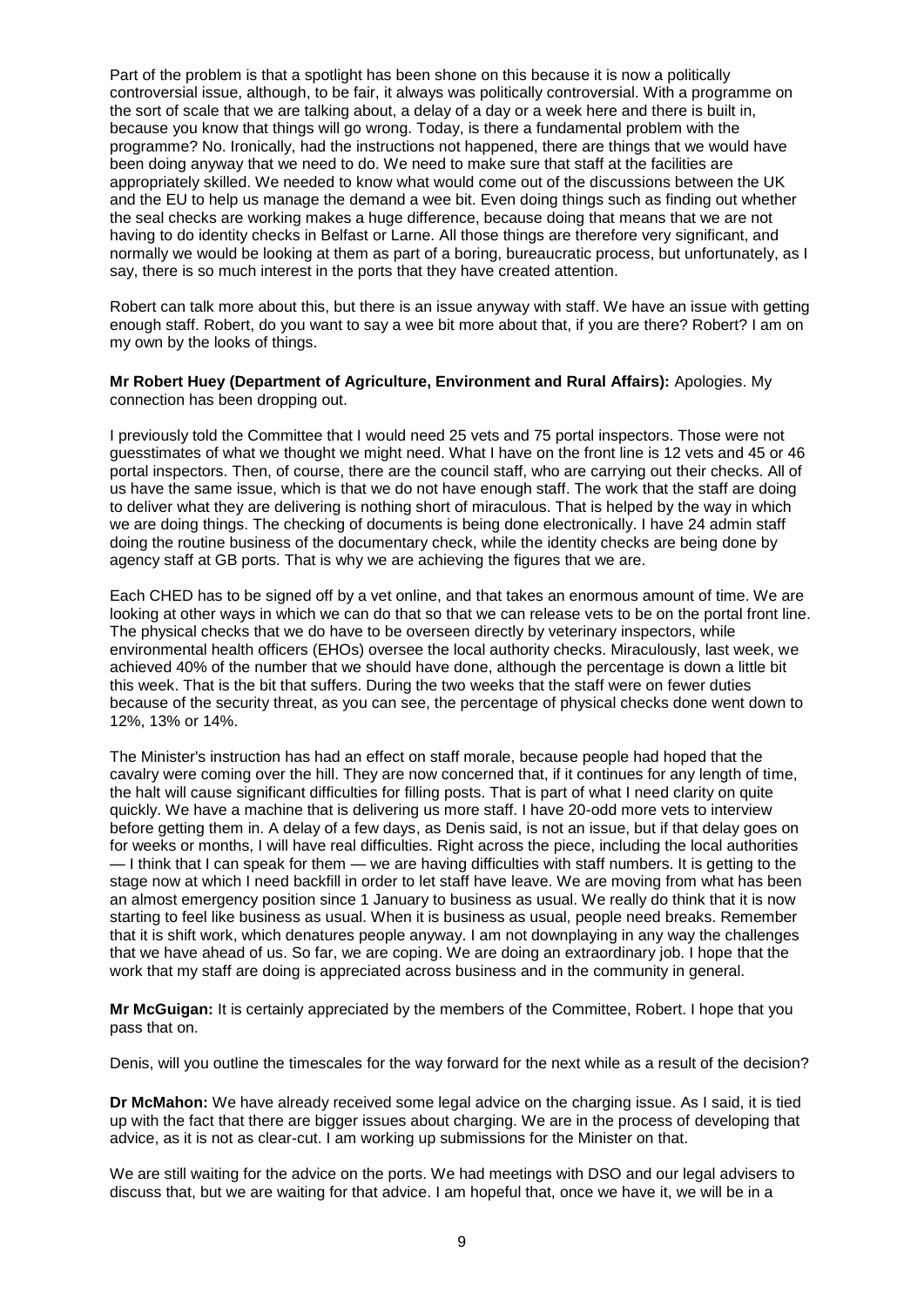Part of the problem is that a spotlight has been shone on this because it is now a politically controversial issue, although, to be fair, it always was politically controversial. With a programme on the sort of scale that we are talking about, a delay of a day or a week here and there is built in, because you know that things will go wrong. Today, is there a fundamental problem with the programme? No. Ironically, had the instructions not happened, there are things that we would have been doing anyway that we need to do. We need to make sure that staff at the facilities are appropriately skilled. We needed to know what would come out of the discussions between the UK and the EU to help us manage the demand a wee bit. Even doing things such as finding out whether the seal checks are working makes a huge difference, because doing that means that we are not having to do identity checks in Belfast or Larne. All those things are therefore very significant, and normally we would be looking at them as part of a boring, bureaucratic process, but unfortunately, as I say, there is so much interest in the ports that they have created attention.

Robert can talk more about this, but there is an issue anyway with staff. We have an issue with getting enough staff. Robert, do you want to say a wee bit more about that, if you are there? Robert? I am on my own by the looks of things.

**Mr Robert Huey (Department of Agriculture, Environment and Rural Affairs):** Apologies. My connection has been dropping out.

I previously told the Committee that I would need 25 vets and 75 portal inspectors. Those were not guesstimates of what we thought we might need. What I have on the front line is 12 vets and 45 or 46 portal inspectors. Then, of course, there are the council staff, who are carrying out their checks. All of us have the same issue, which is that we do not have enough staff. The work that the staff are doing to deliver what they are delivering is nothing short of miraculous. That is helped by the way in which we are doing things. The checking of documents is being done electronically. I have 24 admin staff doing the routine business of the documentary check, while the identity checks are being done by agency staff at GB ports. That is why we are achieving the figures that we are.

Each CHED has to be signed off by a vet online, and that takes an enormous amount of time. We are looking at other ways in which we can do that so that we can release vets to be on the portal front line. The physical checks that we do have to be overseen directly by veterinary inspectors, while environmental health officers (EHOs) oversee the local authority checks. Miraculously, last week, we achieved 40% of the number that we should have done, although the percentage is down a little bit this week. That is the bit that suffers. During the two weeks that the staff were on fewer duties because of the security threat, as you can see, the percentage of physical checks done went down to 12%, 13% or 14%.

The Minister's instruction has had an effect on staff morale, because people had hoped that the cavalry were coming over the hill. They are now concerned that, if it continues for any length of time, the halt will cause significant difficulties for filling posts. That is part of what I need clarity on quite quickly. We have a machine that is delivering us more staff. I have 20-odd more vets to interview before getting them in. A delay of a few days, as Denis said, is not an issue, but if that delay goes on for weeks or months, I will have real difficulties. Right across the piece, including the local authorities — I think that I can speak for them — we are having difficulties with staff numbers. It is getting to the stage now at which I need backfill in order to let staff have leave. We are moving from what has been an almost emergency position since 1 January to business as usual. We really do think that it is now starting to feel like business as usual. When it is business as usual, people need breaks. Remember that it is shift work, which denatures people anyway. I am not downplaying in any way the challenges that we have ahead of us. So far, we are coping. We are doing an extraordinary job. I hope that the work that my staff are doing is appreciated across business and in the community in general.

**Mr McGuigan:** It is certainly appreciated by the members of the Committee, Robert. I hope that you pass that on.

Denis, will you outline the timescales for the way forward for the next while as a result of the decision?

**Dr McMahon:** We have already received some legal advice on the charging issue. As I said, it is tied up with the fact that there are bigger issues about charging. We are in the process of developing that advice, as it is not as clear-cut. I am working up submissions for the Minister on that.

We are still waiting for the advice on the ports. We had meetings with DSO and our legal advisers to discuss that, but we are waiting for that advice. I am hopeful that, once we have it, we will be in a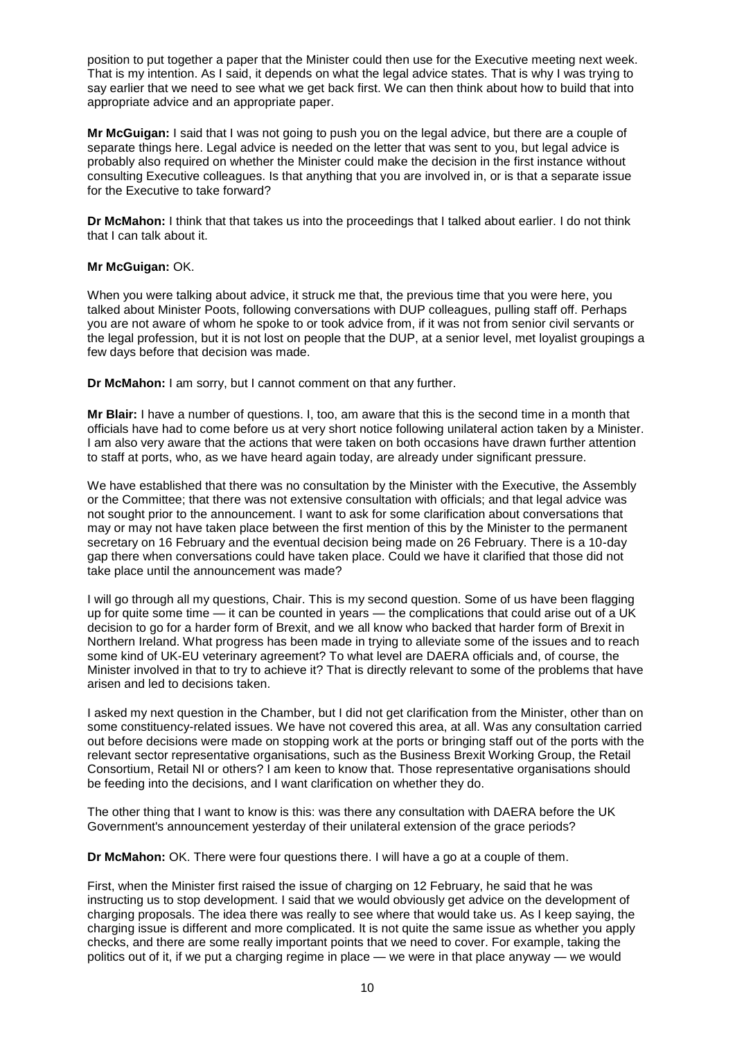position to put together a paper that the Minister could then use for the Executive meeting next week. That is my intention. As I said, it depends on what the legal advice states. That is why I was trying to say earlier that we need to see what we get back first. We can then think about how to build that into appropriate advice and an appropriate paper.

**Mr McGuigan:** I said that I was not going to push you on the legal advice, but there are a couple of separate things here. Legal advice is needed on the letter that was sent to you, but legal advice is probably also required on whether the Minister could make the decision in the first instance without consulting Executive colleagues. Is that anything that you are involved in, or is that a separate issue for the Executive to take forward?

**Dr McMahon:** I think that that takes us into the proceedings that I talked about earlier. I do not think that I can talk about it.

**Mr McGuigan:** OK.

When you were talking about advice, it struck me that, the previous time that you were here, you talked about Minister Poots, following conversations with DUP colleagues, pulling staff off. Perhaps you are not aware of whom he spoke to or took advice from, if it was not from senior civil servants or the legal profession, but it is not lost on people that the DUP, at a senior level, met loyalist groupings a few days before that decision was made.

**Dr McMahon:** I am sorry, but I cannot comment on that any further.

**Mr Blair:** I have a number of questions. I, too, am aware that this is the second time in a month that officials have had to come before us at very short notice following unilateral action taken by a Minister. I am also very aware that the actions that were taken on both occasions have drawn further attention to staff at ports, who, as we have heard again today, are already under significant pressure.

We have established that there was no consultation by the Minister with the Executive, the Assembly or the Committee; that there was not extensive consultation with officials; and that legal advice was not sought prior to the announcement. I want to ask for some clarification about conversations that may or may not have taken place between the first mention of this by the Minister to the permanent secretary on 16 February and the eventual decision being made on 26 February. There is a 10-day gap there when conversations could have taken place. Could we have it clarified that those did not take place until the announcement was made?

I will go through all my questions, Chair. This is my second question. Some of us have been flagging up for quite some time — it can be counted in years — the complications that could arise out of a UK decision to go for a harder form of Brexit, and we all know who backed that harder form of Brexit in Northern Ireland. What progress has been made in trying to alleviate some of the issues and to reach some kind of UK-EU veterinary agreement? To what level are DAERA officials and, of course, the Minister involved in that to try to achieve it? That is directly relevant to some of the problems that have arisen and led to decisions taken.

I asked my next question in the Chamber, but I did not get clarification from the Minister, other than on some constituency-related issues. We have not covered this area, at all. Was any consultation carried out before decisions were made on stopping work at the ports or bringing staff out of the ports with the relevant sector representative organisations, such as the Business Brexit Working Group, the Retail Consortium, Retail NI or others? I am keen to know that. Those representative organisations should be feeding into the decisions, and I want clarification on whether they do.

The other thing that I want to know is this: was there any consultation with DAERA before the UK Government's announcement yesterday of their unilateral extension of the grace periods?

**Dr McMahon:** OK. There were four questions there. I will have a go at a couple of them.

First, when the Minister first raised the issue of charging on 12 February, he said that he was instructing us to stop development. I said that we would obviously get advice on the development of charging proposals. The idea there was really to see where that would take us. As I keep saying, the charging issue is different and more complicated. It is not quite the same issue as whether you apply checks, and there are some really important points that we need to cover. For example, taking the politics out of it, if we put a charging regime in place — we were in that place anyway — we would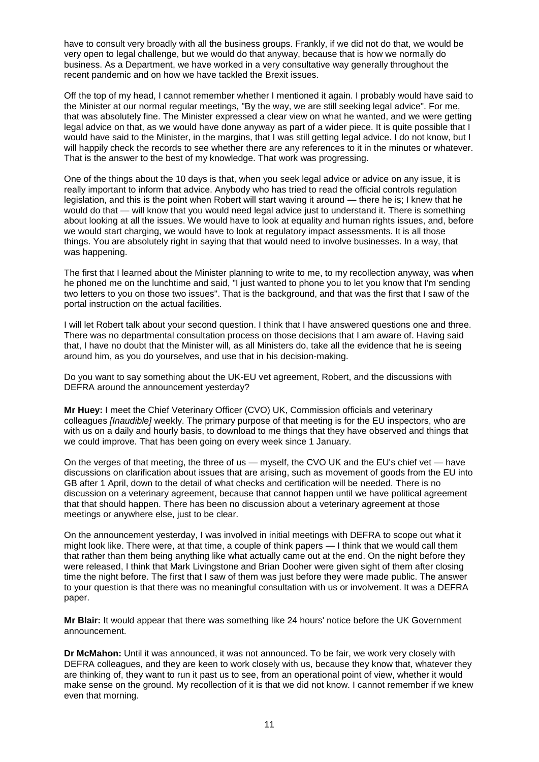have to consult very broadly with all the business groups. Frankly, if we did not do that, we would be very open to legal challenge, but we would do that anyway, because that is how we normally do business. As a Department, we have worked in a very consultative way generally throughout the recent pandemic and on how we have tackled the Brexit issues.

Off the top of my head, I cannot remember whether I mentioned it again. I probably would have said to the Minister at our normal regular meetings, "By the way, we are still seeking legal advice". For me, that was absolutely fine. The Minister expressed a clear view on what he wanted, and we were getting legal advice on that, as we would have done anyway as part of a wider piece. It is quite possible that I would have said to the Minister, in the margins, that I was still getting legal advice. I do not know, but I will happily check the records to see whether there are any references to it in the minutes or whatever. That is the answer to the best of my knowledge. That work was progressing.

One of the things about the 10 days is that, when you seek legal advice or advice on any issue, it is really important to inform that advice. Anybody who has tried to read the official controls regulation legislation, and this is the point when Robert will start waving it around — there he is; I knew that he would do that — will know that you would need legal advice just to understand it. There is something about looking at all the issues. We would have to look at equality and human rights issues, and, before we would start charging, we would have to look at regulatory impact assessments. It is all those things. You are absolutely right in saying that that would need to involve businesses. In a way, that was happening.

The first that I learned about the Minister planning to write to me, to my recollection anyway, was when he phoned me on the lunchtime and said, "I just wanted to phone you to let you know that I'm sending two letters to you on those two issues". That is the background, and that was the first that I saw of the portal instruction on the actual facilities.

I will let Robert talk about your second question. I think that I have answered questions one and three. There was no departmental consultation process on those decisions that I am aware of. Having said that, I have no doubt that the Minister will, as all Ministers do, take all the evidence that he is seeing around him, as you do yourselves, and use that in his decision-making.

Do you want to say something about the UK-EU vet agreement, Robert, and the discussions with DEFRA around the announcement yesterday?

**Mr Huey:** I meet the Chief Veterinary Officer (CVO) UK, Commission officials and veterinary colleagues *[Inaudible]* weekly. The primary purpose of that meeting is for the EU inspectors, who are with us on a daily and hourly basis, to download to me things that they have observed and things that we could improve. That has been going on every week since 1 January.

On the verges of that meeting, the three of us — myself, the CVO UK and the EU's chief vet — have discussions on clarification about issues that are arising, such as movement of goods from the EU into GB after 1 April, down to the detail of what checks and certification will be needed. There is no discussion on a veterinary agreement, because that cannot happen until we have political agreement that that should happen. There has been no discussion about a veterinary agreement at those meetings or anywhere else, just to be clear.

On the announcement yesterday, I was involved in initial meetings with DEFRA to scope out what it might look like. There were, at that time, a couple of think papers — I think that we would call them that rather than them being anything like what actually came out at the end. On the night before they were released, I think that Mark Livingstone and Brian Dooher were given sight of them after closing time the night before. The first that I saw of them was just before they were made public. The answer to your question is that there was no meaningful consultation with us or involvement. It was a DEFRA paper.

**Mr Blair:** It would appear that there was something like 24 hours' notice before the UK Government announcement.

**Dr McMahon:** Until it was announced, it was not announced. To be fair, we work very closely with DEFRA colleagues, and they are keen to work closely with us, because they know that, whatever they are thinking of, they want to run it past us to see, from an operational point of view, whether it would make sense on the ground. My recollection of it is that we did not know. I cannot remember if we knew even that morning.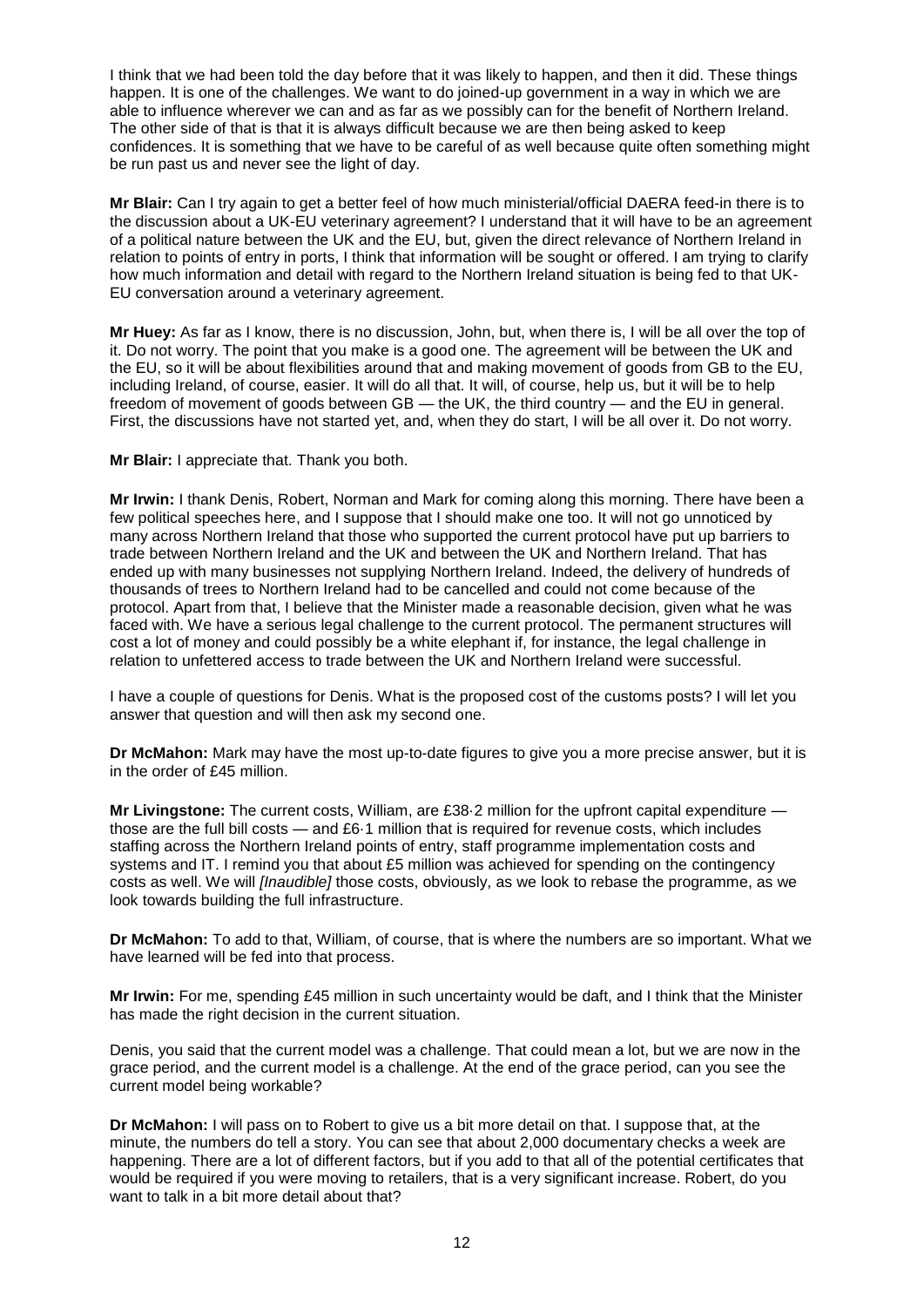I think that we had been told the day before that it was likely to happen, and then it did. These things happen. It is one of the challenges. We want to do joined-up government in a way in which we are able to influence wherever we can and as far as we possibly can for the benefit of Northern Ireland. The other side of that is that it is always difficult because we are then being asked to keep confidences. It is something that we have to be careful of as well because quite often something might be run past us and never see the light of day.

**Mr Blair:** Can I try again to get a better feel of how much ministerial/official DAERA feed-in there is to the discussion about a UK-EU veterinary agreement? I understand that it will have to be an agreement of a political nature between the UK and the EU, but, given the direct relevance of Northern Ireland in relation to points of entry in ports, I think that information will be sought or offered. I am trying to clarify how much information and detail with regard to the Northern Ireland situation is being fed to that UK-EU conversation around a veterinary agreement.

**Mr Huey:** As far as I know, there is no discussion, John, but, when there is, I will be all over the top of it. Do not worry. The point that you make is a good one. The agreement will be between the UK and the EU, so it will be about flexibilities around that and making movement of goods from GB to the EU, including Ireland, of course, easier. It will do all that. It will, of course, help us, but it will be to help freedom of movement of goods between GB — the UK, the third country — and the EU in general. First, the discussions have not started yet, and, when they do start, I will be all over it. Do not worry.

**Mr Blair:** I appreciate that. Thank you both.

**Mr Irwin:** I thank Denis, Robert, Norman and Mark for coming along this morning. There have been a few political speeches here, and I suppose that I should make one too. It will not go unnoticed by many across Northern Ireland that those who supported the current protocol have put up barriers to trade between Northern Ireland and the UK and between the UK and Northern Ireland. That has ended up with many businesses not supplying Northern Ireland. Indeed, the delivery of hundreds of thousands of trees to Northern Ireland had to be cancelled and could not come because of the protocol. Apart from that, I believe that the Minister made a reasonable decision, given what he was faced with. We have a serious legal challenge to the current protocol. The permanent structures will cost a lot of money and could possibly be a white elephant if, for instance, the legal challenge in relation to unfettered access to trade between the UK and Northern Ireland were successful.

I have a couple of questions for Denis. What is the proposed cost of the customs posts? I will let you answer that question and will then ask my second one.

**Dr McMahon:** Mark may have the most up-to-date figures to give you a more precise answer, but it is in the order of £45 million.

**Mr Livingstone:** The current costs, William, are £38·2 million for the upfront capital expenditure — those are the full bill costs — and £6·1 million that is required for revenue costs, which includes staffing across the Northern Ireland points of entry, staff programme implementation costs and systems and IT. I remind you that about £5 million was achieved for spending on the contingency costs as well. We will *[Inaudible]* those costs, obviously, as we look to rebase the programme, as we look towards building the full infrastructure.

**Dr McMahon:** To add to that, William, of course, that is where the numbers are so important. What we have learned will be fed into that process.

**Mr Irwin:** For me, spending £45 million in such uncertainty would be daft, and I think that the Minister has made the right decision in the current situation.

Denis, you said that the current model was a challenge. That could mean a lot, but we are now in the grace period, and the current model is a challenge. At the end of the grace period, can you see the current model being workable?

**Dr McMahon:** I will pass on to Robert to give us a bit more detail on that. I suppose that, at the minute, the numbers do tell a story. You can see that about 2,000 documentary checks a week are happening. There are a lot of different factors, but if you add to that all of the potential certificates that would be required if you were moving to retailers, that is a very significant increase. Robert, do you want to talk in a bit more detail about that?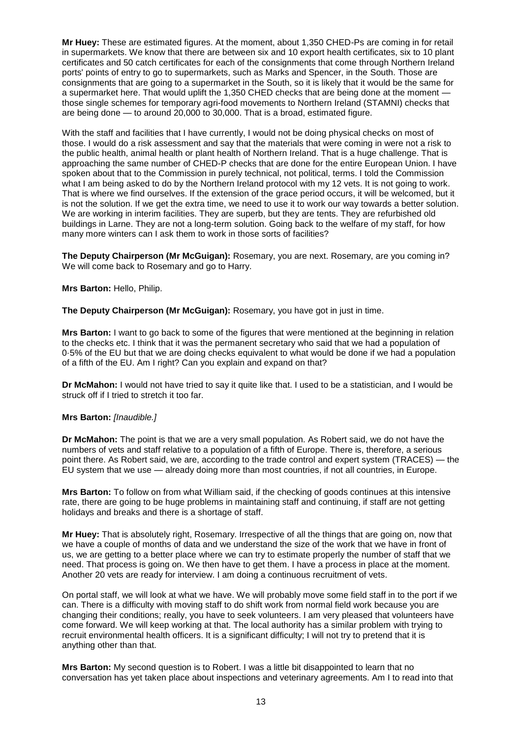**Mr Huey:** These are estimated figures. At the moment, about 1,350 CHED-Ps are coming in for retail in supermarkets. We know that there are between six and 10 export health certificates, six to 10 plant certificates and 50 catch certificates for each of the consignments that come through Northern Ireland ports' points of entry to go to supermarkets, such as Marks and Spencer, in the South. Those are consignments that are going to a supermarket in the South, so it is likely that it would be the same for a supermarket here. That would uplift the 1,350 CHED checks that are being done at the moment — those single schemes for temporary agri-food movements to Northern Ireland (STAMNI) checks that are being done — to around 20,000 to 30,000. That is a broad, estimated figure.

With the staff and facilities that I have currently, I would not be doing physical checks on most of those. I would do a risk assessment and say that the materials that were coming in were not a risk to the public health, animal health or plant health of Northern Ireland. That is a huge challenge. That is approaching the same number of CHED-P checks that are done for the entire European Union. I have spoken about that to the Commission in purely technical, not political, terms. I told the Commission what I am being asked to do by the Northern Ireland protocol with my 12 vets. It is not going to work. That is where we find ourselves. If the extension of the grace period occurs, it will be welcomed, but it is not the solution. If we get the extra time, we need to use it to work our way towards a better solution. We are working in interim facilities. They are superb, but they are tents. They are refurbished old buildings in Larne. They are not a long-term solution. Going back to the welfare of my staff, for how many more winters can I ask them to work in those sorts of facilities?

**The Deputy Chairperson (Mr McGuigan):** Rosemary, you are next. Rosemary, are you coming in? We will come back to Rosemary and go to Harry.

**Mrs Barton:** Hello, Philip.

**The Deputy Chairperson (Mr McGuigan):** Rosemary, you have got in just in time.

**Mrs Barton:** I want to go back to some of the figures that were mentioned at the beginning in relation to the checks etc. I think that it was the permanent secretary who said that we had a population of 0·5% of the EU but that we are doing checks equivalent to what would be done if we had a population of a fifth of the EU. Am I right? Can you explain and expand on that?

**Dr McMahon:** I would not have tried to say it quite like that. I used to be a statistician, and I would be struck off if I tried to stretch it too far.

**Mrs Barton:** *[Inaudible.]*

**Dr McMahon:** The point is that we are a very small population. As Robert said, we do not have the numbers of vets and staff relative to a population of a fifth of Europe. There is, therefore, a serious point there. As Robert said, we are, according to the trade control and expert system (TRACES) — the EU system that we use — already doing more than most countries, if not all countries, in Europe.

**Mrs Barton:** To follow on from what William said, if the checking of goods continues at this intensive rate, there are going to be huge problems in maintaining staff and continuing, if staff are not getting holidays and breaks and there is a shortage of staff.

**Mr Huey:** That is absolutely right, Rosemary. Irrespective of all the things that are going on, now that we have a couple of months of data and we understand the size of the work that we have in front of us, we are getting to a better place where we can try to estimate properly the number of staff that we need. That process is going on. We then have to get them. I have a process in place at the moment. Another 20 vets are ready for interview. I am doing a continuous recruitment of vets.

On portal staff, we will look at what we have. We will probably move some field staff in to the port if we can. There is a difficulty with moving staff to do shift work from normal field work because you are changing their conditions; really, you have to seek volunteers. I am very pleased that volunteers have come forward. We will keep working at that. The local authority has a similar problem with trying to recruit environmental health officers. It is a significant difficulty; I will not try to pretend that it is anything other than that.

**Mrs Barton:** My second question is to Robert. I was a little bit disappointed to learn that no conversation has yet taken place about inspections and veterinary agreements. Am I to read into that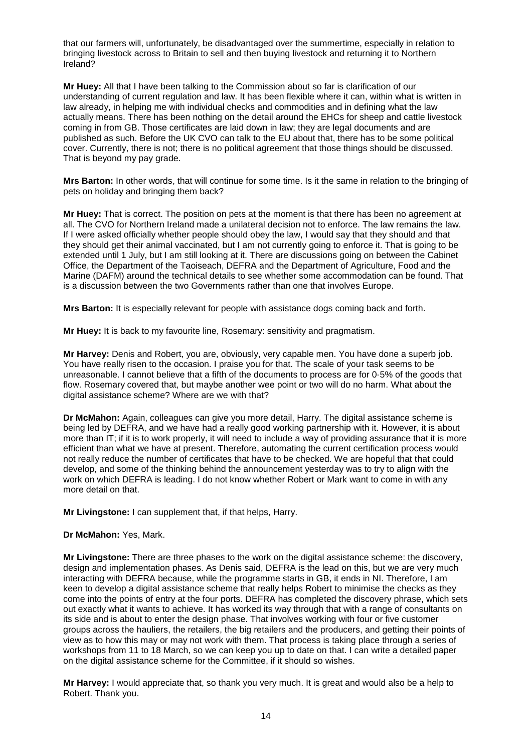that our farmers will, unfortunately, be disadvantaged over the summertime, especially in relation to bringing livestock across to Britain to sell and then buying livestock and returning it to Northern Ireland?

**Mr Huey:** All that I have been talking to the Commission about so far is clarification of our understanding of current regulation and law. It has been flexible where it can, within what is written in law already, in helping me with individual checks and commodities and in defining what the law actually means. There has been nothing on the detail around the EHCs for sheep and cattle livestock coming in from GB. Those certificates are laid down in law; they are legal documents and are published as such. Before the UK CVO can talk to the EU about that, there has to be some political cover. Currently, there is not; there is no political agreement that those things should be discussed. That is beyond my pay grade.

**Mrs Barton:** In other words, that will continue for some time. Is it the same in relation to the bringing of pets on holiday and bringing them back?

**Mr Huey:** That is correct. The position on pets at the moment is that there has been no agreement at all. The CVO for Northern Ireland made a unilateral decision not to enforce. The law remains the law. If I were asked officially whether people should obey the law, I would say that they should and that they should get their animal vaccinated, but I am not currently going to enforce it. That is going to be extended until 1 July, but I am still looking at it. There are discussions going on between the Cabinet Office, the Department of the Taoiseach, DEFRA and the Department of Agriculture, Food and the Marine (DAFM) around the technical details to see whether some accommodation can be found. That is a discussion between the two Governments rather than one that involves Europe.

**Mrs Barton:** It is especially relevant for people with assistance dogs coming back and forth.

**Mr Huey:** It is back to my favourite line, Rosemary: sensitivity and pragmatism.

**Mr Harvey:** Denis and Robert, you are, obviously, very capable men. You have done a superb job. You have really risen to the occasion. I praise you for that. The scale of your task seems to be unreasonable. I cannot believe that a fifth of the documents to process are for 0·5% of the goods that flow. Rosemary covered that, but maybe another wee point or two will do no harm. What about the digital assistance scheme? Where are we with that?

**Dr McMahon:** Again, colleagues can give you more detail, Harry. The digital assistance scheme is being led by DEFRA, and we have had a really good working partnership with it. However, it is about more than IT; if it is to work properly, it will need to include a way of providing assurance that it is more efficient than what we have at present. Therefore, automating the current certification process would not really reduce the number of certificates that have to be checked. We are hopeful that that could develop, and some of the thinking behind the announcement yesterday was to try to align with the work on which DEFRA is leading. I do not know whether Robert or Mark want to come in with any more detail on that.

**Mr Livingstone:** I can supplement that, if that helps, Harry.

**Dr McMahon:** Yes, Mark.

**Mr Livingstone:** There are three phases to the work on the digital assistance scheme: the discovery, design and implementation phases. As Denis said, DEFRA is the lead on this, but we are very much interacting with DEFRA because, while the programme starts in GB, it ends in NI. Therefore, I am keen to develop a digital assistance scheme that really helps Robert to minimise the checks as they come into the points of entry at the four ports. DEFRA has completed the discovery phrase, which sets out exactly what it wants to achieve. It has worked its way through that with a range of consultants on its side and is about to enter the design phase. That involves working with four or five customer groups across the hauliers, the retailers, the big retailers and the producers, and getting their points of view as to how this may or may not work with them. That process is taking place through a series of workshops from 11 to 18 March, so we can keep you up to date on that. I can write a detailed paper on the digital assistance scheme for the Committee, if it should so wishes.

**Mr Harvey:** I would appreciate that, so thank you very much. It is great and would also be a help to Robert. Thank you.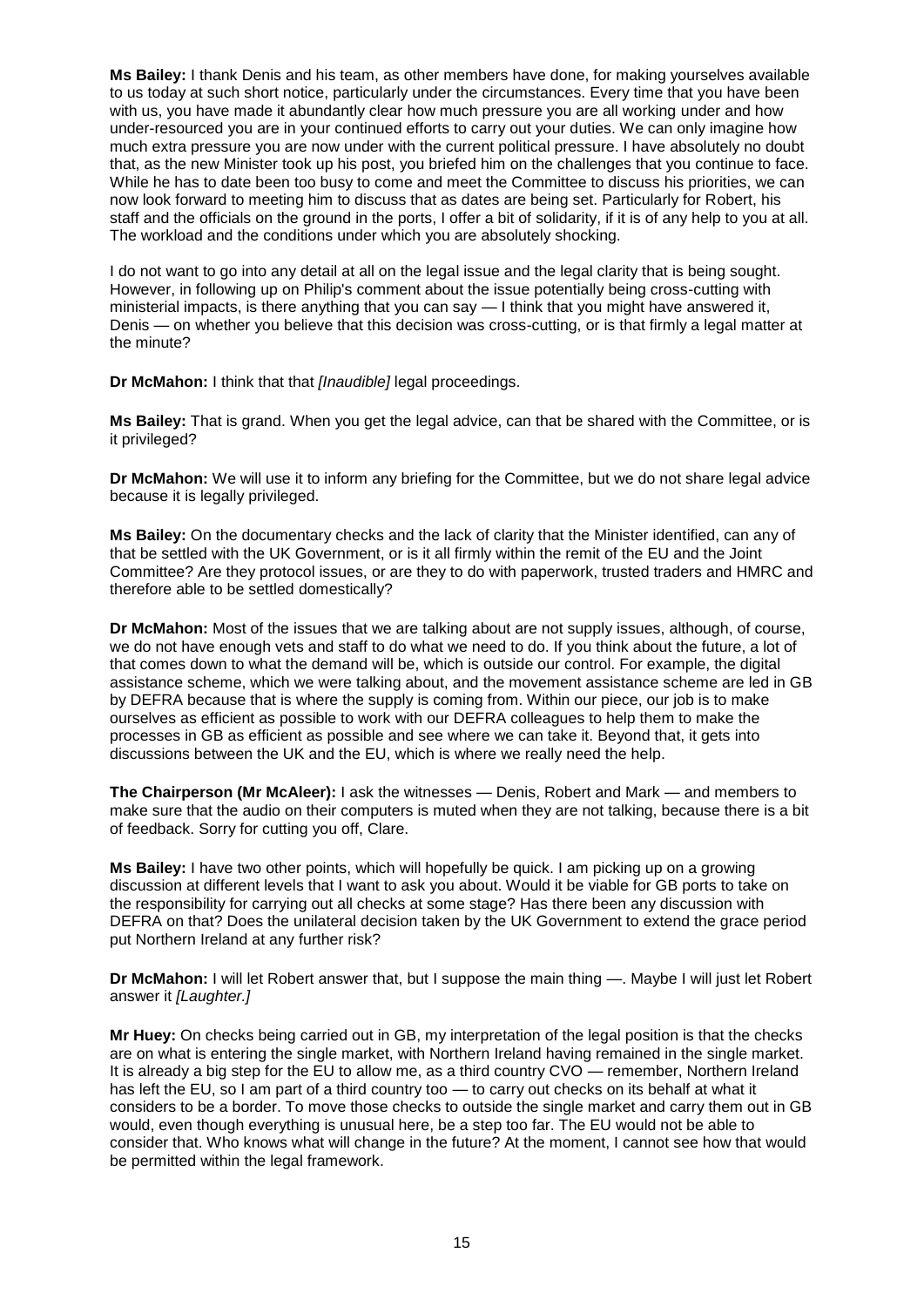**Ms Bailey:** I thank Denis and his team, as other members have done, for making yourselves available to us today at such short notice, particularly under the circumstances. Every time that you have been with us, you have made it abundantly clear how much pressure you are all working under and how under-resourced you are in your continued efforts to carry out your duties. We can only imagine how much extra pressure you are now under with the current political pressure. I have absolutely no doubt that, as the new Minister took up his post, you briefed him on the challenges that you continue to face. While he has to date been too busy to come and meet the Committee to discuss his priorities, we can now look forward to meeting him to discuss that as dates are being set. Particularly for Robert, his staff and the officials on the ground in the ports, I offer a bit of solidarity, if it is of any help to you at all. The workload and the conditions under which you are absolutely shocking.

I do not want to go into any detail at all on the legal issue and the legal clarity that is being sought. However, in following up on Philip's comment about the issue potentially being cross-cutting with ministerial impacts, is there anything that you can say — I think that you might have answered it, Denis — on whether you believe that this decision was cross-cutting, or is that firmly a legal matter at the minute?

**Dr McMahon:** I think that that *[Inaudible]* legal proceedings.

**Ms Bailey:** That is grand. When you get the legal advice, can that be shared with the Committee, or is it privileged?

**Dr McMahon:** We will use it to inform any briefing for the Committee, but we do not share legal advice because it is legally privileged.

**Ms Bailey:** On the documentary checks and the lack of clarity that the Minister identified, can any of that be settled with the UK Government, or is it all firmly within the remit of the EU and the Joint Committee? Are they protocol issues, or are they to do with paperwork, trusted traders and HMRC and therefore able to be settled domestically?

**Dr McMahon:** Most of the issues that we are talking about are not supply issues, although, of course, we do not have enough vets and staff to do what we need to do. If you think about the future, a lot of that comes down to what the demand will be, which is outside our control. For example, the digital assistance scheme, which we were talking about, and the movement assistance scheme are led in GB by DEFRA because that is where the supply is coming from. Within our piece, our job is to make ourselves as efficient as possible to work with our DEFRA colleagues to help them to make the processes in GB as efficient as possible and see where we can take it. Beyond that, it gets into discussions between the UK and the EU, which is where we really need the help.

**The Chairperson (Mr McAleer):** I ask the witnesses — Denis, Robert and Mark — and members to make sure that the audio on their computers is muted when they are not talking, because there is a bit of feedback. Sorry for cutting you off, Clare.

**Ms Bailey:** I have two other points, which will hopefully be quick. I am picking up on a growing discussion at different levels that I want to ask you about. Would it be viable for GB ports to take on the responsibility for carrying out all checks at some stage? Has there been any discussion with DEFRA on that? Does the unilateral decision taken by the UK Government to extend the grace period put Northern Ireland at any further risk?

**Dr McMahon:** I will let Robert answer that, but I suppose the main thing —. Maybe I will just let Robert answer it *[Laughter.]*

**Mr Huey:** On checks being carried out in GB, my interpretation of the legal position is that the checks are on what is entering the single market, with Northern Ireland having remained in the single market. It is already a big step for the EU to allow me, as a third country CVO — remember, Northern Ireland has left the EU, so I am part of a third country too — to carry out checks on its behalf at what it considers to be a border. To move those checks to outside the single market and carry them out in GB would, even though everything is unusual here, be a step too far. The EU would not be able to consider that. Who knows what will change in the future? At the moment, I cannot see how that would be permitted within the legal framework.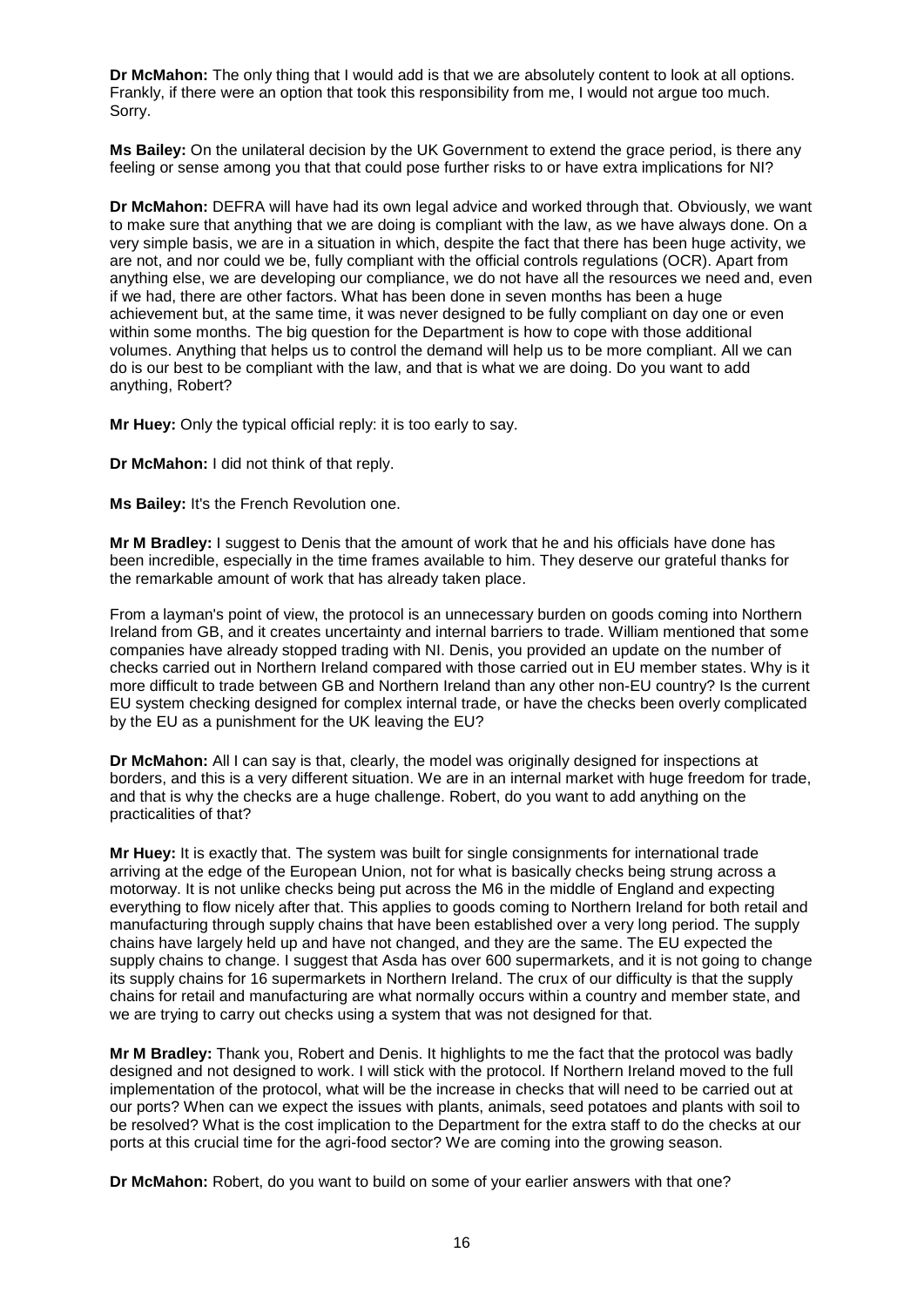**Dr McMahon:** The only thing that I would add is that we are absolutely content to look at all options. Frankly, if there were an option that took this responsibility from me, I would not argue too much. Sorry.

**Ms Bailey:** On the unilateral decision by the UK Government to extend the grace period, is there any feeling or sense among you that that could pose further risks to or have extra implications for NI?

**Dr McMahon:** DEFRA will have had its own legal advice and worked through that. Obviously, we want to make sure that anything that we are doing is compliant with the law, as we have always done. On a very simple basis, we are in a situation in which, despite the fact that there has been huge activity, we are not, and nor could we be, fully compliant with the official controls regulations (OCR). Apart from anything else, we are developing our compliance, we do not have all the resources we need and, even if we had, there are other factors. What has been done in seven months has been a huge achievement but, at the same time, it was never designed to be fully compliant on day one or even within some months. The big question for the Department is how to cope with those additional volumes. Anything that helps us to control the demand will help us to be more compliant. All we can do is our best to be compliant with the law, and that is what we are doing. Do you want to add anything, Robert?

**Mr Huey:** Only the typical official reply: it is too early to say.

**Dr McMahon:** I did not think of that reply.

**Ms Bailey:** It's the French Revolution one.

**Mr M Bradley:** I suggest to Denis that the amount of work that he and his officials have done has been incredible, especially in the time frames available to him. They deserve our grateful thanks for the remarkable amount of work that has already taken place.

From a layman's point of view, the protocol is an unnecessary burden on goods coming into Northern Ireland from GB, and it creates uncertainty and internal barriers to trade. William mentioned that some companies have already stopped trading with NI. Denis, you provided an update on the number of checks carried out in Northern Ireland compared with those carried out in EU member states. Why is it more difficult to trade between GB and Northern Ireland than any other non-EU country? Is the current EU system checking designed for complex internal trade, or have the checks been overly complicated by the EU as a punishment for the UK leaving the EU?

**Dr McMahon:** All I can say is that, clearly, the model was originally designed for inspections at borders, and this is a very different situation. We are in an internal market with huge freedom for trade, and that is why the checks are a huge challenge. Robert, do you want to add anything on the practicalities of that?

**Mr Huey:** It is exactly that. The system was built for single consignments for international trade arriving at the edge of the European Union, not for what is basically checks being strung across a motorway. It is not unlike checks being put across the M6 in the middle of England and expecting everything to flow nicely after that. This applies to goods coming to Northern Ireland for both retail and manufacturing through supply chains that have been established over a very long period. The supply chains have largely held up and have not changed, and they are the same. The EU expected the supply chains to change. I suggest that Asda has over 600 supermarkets, and it is not going to change its supply chains for 16 supermarkets in Northern Ireland. The crux of our difficulty is that the supply chains for retail and manufacturing are what normally occurs within a country and member state, and we are trying to carry out checks using a system that was not designed for that.

**Mr M Bradley:** Thank you, Robert and Denis. It highlights to me the fact that the protocol was badly designed and not designed to work. I will stick with the protocol. If Northern Ireland moved to the full implementation of the protocol, what will be the increase in checks that will need to be carried out at our ports? When can we expect the issues with plants, animals, seed potatoes and plants with soil to be resolved? What is the cost implication to the Department for the extra staff to do the checks at our ports at this crucial time for the agri-food sector? We are coming into the growing season.

**Dr McMahon:** Robert, do you want to build on some of your earlier answers with that one?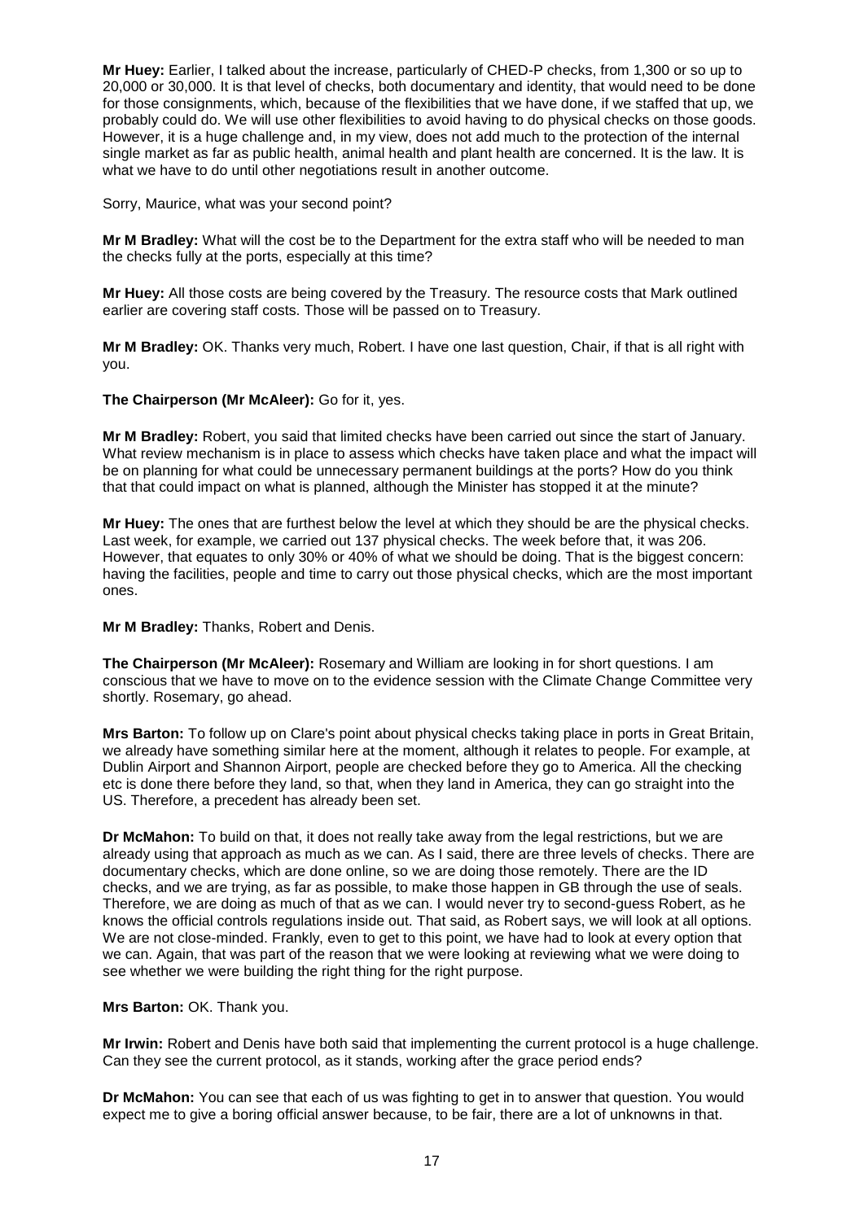**Mr Huey:** Earlier, I talked about the increase, particularly of CHED-P checks, from 1,300 or so up to 20,000 or 30,000. It is that level of checks, both documentary and identity, that would need to be done for those consignments, which, because of the flexibilities that we have done, if we staffed that up, we probably could do. We will use other flexibilities to avoid having to do physical checks on those goods. However, it is a huge challenge and, in my view, does not add much to the protection of the internal single market as far as public health, animal health and plant health are concerned. It is the law. It is what we have to do until other negotiations result in another outcome.

Sorry, Maurice, what was your second point?

**Mr M Bradley:** What will the cost be to the Department for the extra staff who will be needed to man the checks fully at the ports, especially at this time?

**Mr Huey:** All those costs are being covered by the Treasury. The resource costs that Mark outlined earlier are covering staff costs. Those will be passed on to Treasury.

**Mr M Bradley:** OK. Thanks very much, Robert. I have one last question, Chair, if that is all right with you.

**The Chairperson (Mr McAleer):** Go for it, yes.

**Mr M Bradley:** Robert, you said that limited checks have been carried out since the start of January. What review mechanism is in place to assess which checks have taken place and what the impact will be on planning for what could be unnecessary permanent buildings at the ports? How do you think that that could impact on what is planned, although the Minister has stopped it at the minute?

**Mr Huey:** The ones that are furthest below the level at which they should be are the physical checks. Last week, for example, we carried out 137 physical checks. The week before that, it was 206. However, that equates to only 30% or 40% of what we should be doing. That is the biggest concern: having the facilities, people and time to carry out those physical checks, which are the most important ones.

**Mr M Bradley:** Thanks, Robert and Denis.

**The Chairperson (Mr McAleer):** Rosemary and William are looking in for short questions. I am conscious that we have to move on to the evidence session with the Climate Change Committee very shortly. Rosemary, go ahead.

**Mrs Barton:** To follow up on Clare's point about physical checks taking place in ports in Great Britain, we already have something similar here at the moment, although it relates to people. For example, at Dublin Airport and Shannon Airport, people are checked before they go to America. All the checking etc is done there before they land, so that, when they land in America, they can go straight into the US. Therefore, a precedent has already been set.

**Dr McMahon:** To build on that, it does not really take away from the legal restrictions, but we are already using that approach as much as we can. As I said, there are three levels of checks. There are documentary checks, which are done online, so we are doing those remotely. There are the ID checks, and we are trying, as far as possible, to make those happen in GB through the use of seals. Therefore, we are doing as much of that as we can. I would never try to second-guess Robert, as he knows the official controls regulations inside out. That said, as Robert says, we will look at all options. We are not close-minded. Frankly, even to get to this point, we have had to look at every option that we can. Again, that was part of the reason that we were looking at reviewing what we were doing to see whether we were building the right thing for the right purpose.

**Mrs Barton:** OK. Thank you.

**Mr Irwin:** Robert and Denis have both said that implementing the current protocol is a huge challenge. Can they see the current protocol, as it stands, working after the grace period ends?

**Dr McMahon:** You can see that each of us was fighting to get in to answer that question. You would expect me to give a boring official answer because, to be fair, there are a lot of unknowns in that.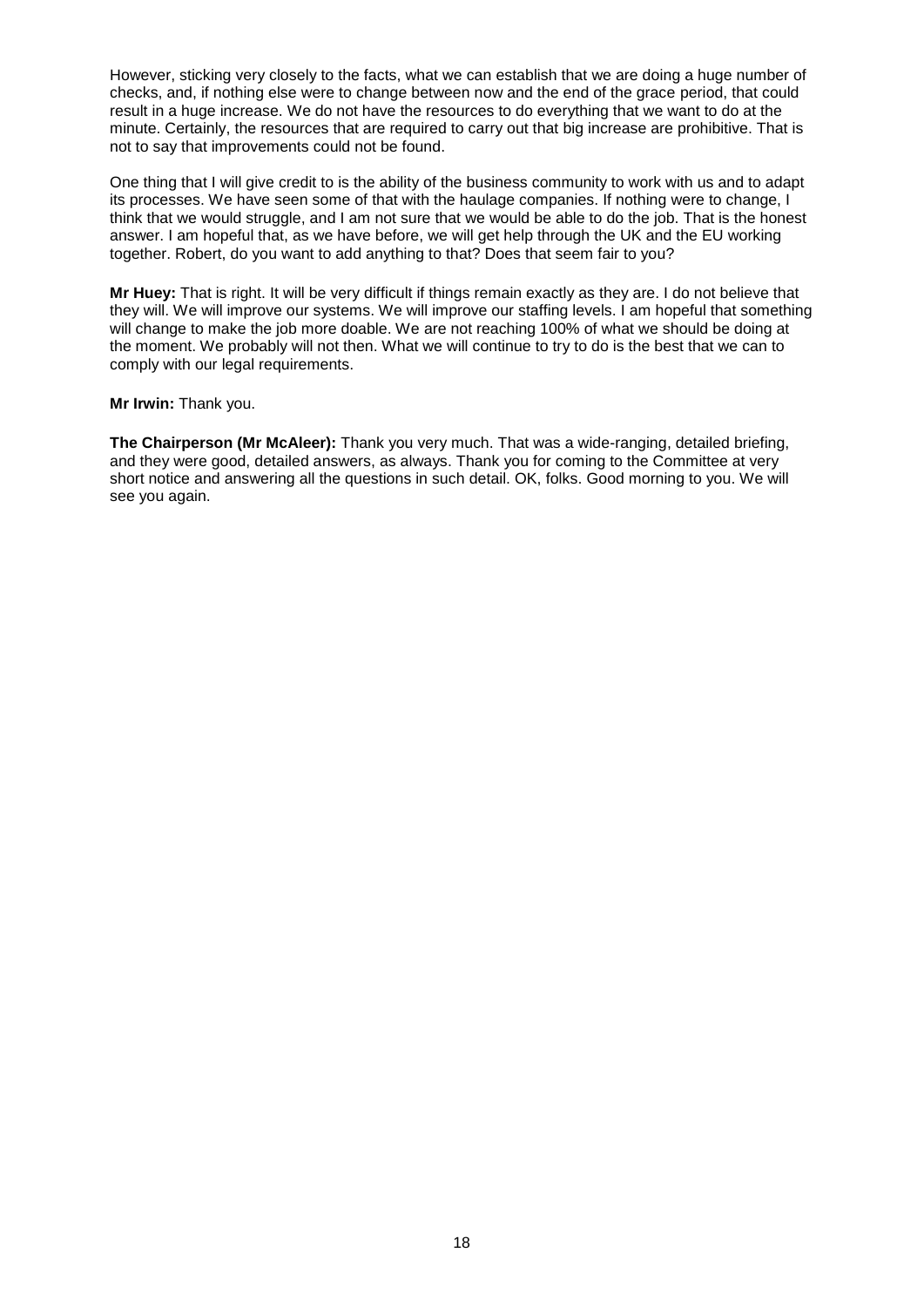However, sticking very closely to the facts, what we can establish that we are doing a huge number of checks, and, if nothing else were to change between now and the end of the grace period, that could result in a huge increase. We do not have the resources to do everything that we want to do at the minute. Certainly, the resources that are required to carry out that big increase are prohibitive. That is not to say that improvements could not be found.

One thing that I will give credit to is the ability of the business community to work with us and to adapt its processes. We have seen some of that with the haulage companies. If nothing were to change, I think that we would struggle, and I am not sure that we would be able to do the job. That is the honest answer. I am hopeful that, as we have before, we will get help through the UK and the EU working together. Robert, do you want to add anything to that? Does that seem fair to you?

**Mr Huey:** That is right. It will be very difficult if things remain exactly as they are. I do not believe that they will. We will improve our systems. We will improve our staffing levels. I am hopeful that something will change to make the job more doable. We are not reaching 100% of what we should be doing at the moment. We probably will not then. What we will continue to try to do is the best that we can to comply with our legal requirements.

**Mr Irwin:** Thank you.

**The Chairperson (Mr McAleer):** Thank you very much. That was a wide-ranging, detailed briefing, and they were good, detailed answers, as always. Thank you for coming to the Committee at very short notice and answering all the questions in such detail. OK, folks. Good morning to you. We will see you again.